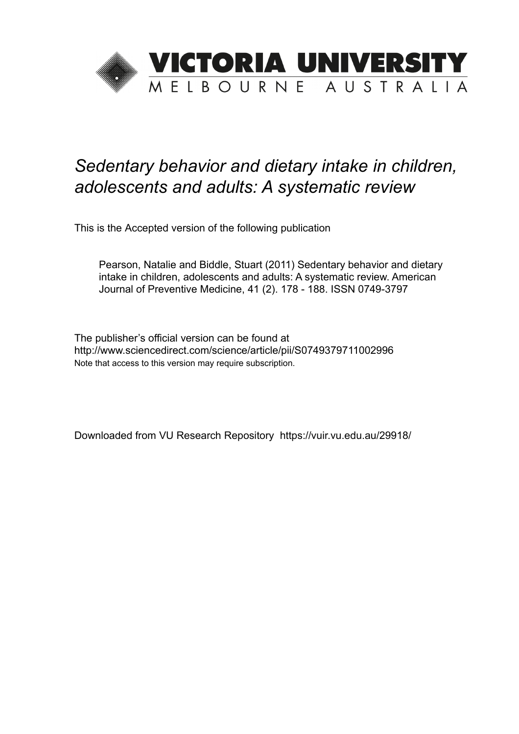VICTORIA UNIVERSITY
MELBOURNE AUSTRALIA

*Sedentary behavior and dietary intake in children, adolescents and adults: A systematic review*

This is the Accepted version of the following publication

Pearson, Natalie and Biddle, Stuart (2011) Sedentary behavior and dietary intake in children, adolescents and adults: A systematic review. American Journal of Preventive Medicine, 41 (2). 178 - 188. ISSN 0749-3797

The publisher's official version can be found at
http://www.sciencedirect.com/science/article/pii/S0749379711002996
Note that access to this version may require subscription.

Downloaded from VU Research Repository https://vuir.vu.edu.au/29918/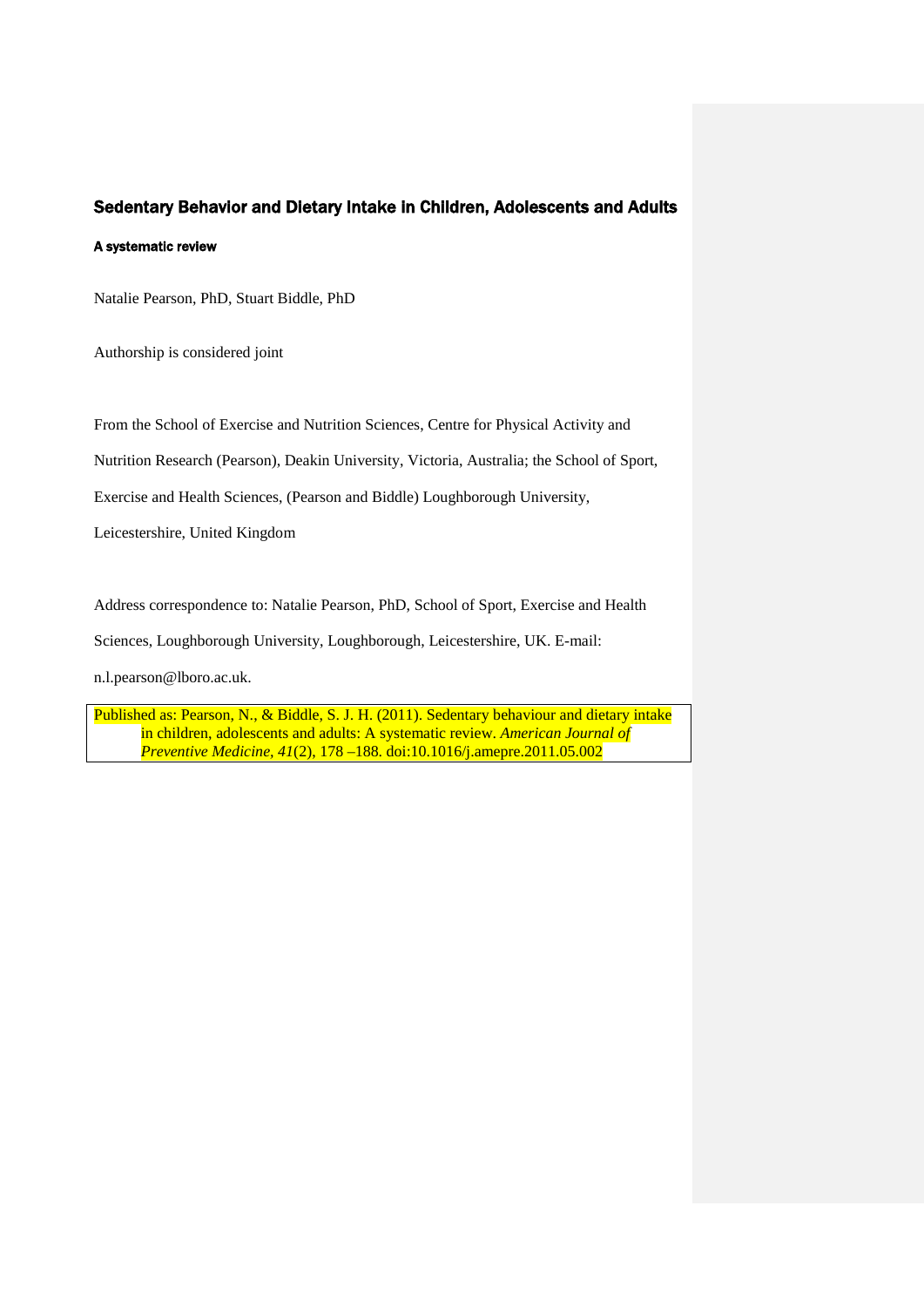## Sedentary Behavior and Dietary Intake in Children, Adolescents and Adults

#### A systematic review

Natalie Pearson, PhD, Stuart Biddle, PhD

Authorship is considered joint

From the School of Exercise and Nutrition Sciences, Centre for Physical Activity and Nutrition Research (Pearson), Deakin University, Victoria, Australia; the School of Sport, Exercise and Health Sciences, (Pearson and Biddle) Loughborough University, Leicestershire, United Kingdom

Address correspondence to: Natalie Pearson, PhD, School of Sport, Exercise and Health Sciences, Loughborough University, Loughborough, Leicestershire, UK. E-mail: n.l.pearson@lboro.ac.uk.

Published as: Pearson, N., & Biddle, S. J. H. (2011). Sedentary behaviour and dietary intake in children, adolescents and adults: A systematic review. *American Journal of Preventive Medicine, 41*(2), 178 –188. doi:10.1016/j.amepre.2011.05.002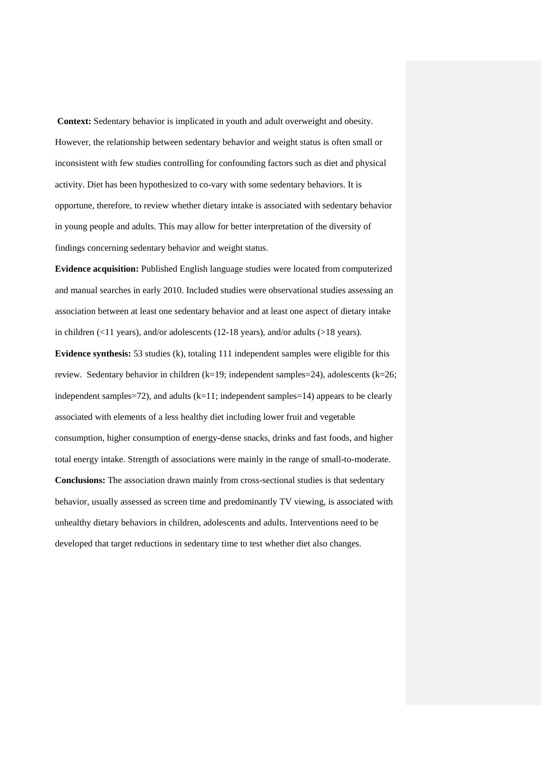**Context:** Sedentary behavior is implicated in youth and adult overweight and obesity. However, the relationship between sedentary behavior and weight status is often small or inconsistent with few studies controlling for confounding factors such as diet and physical activity. Diet has been hypothesized to co-vary with some sedentary behaviors. It is opportune, therefore, to review whether dietary intake is associated with sedentary behavior in young people and adults. This may allow for better interpretation of the diversity of findings concerning sedentary behavior and weight status.

**Evidence acquisition:** Published English language studies were located from computerized and manual searches in early 2010. Included studies were observational studies assessing an association between at least one sedentary behavior and at least one aspect of dietary intake in children (<11 years), and/or adolescents (12-18 years), and/or adults (>18 years).

**Evidence synthesis:** 53 studies (k), totaling 111 independent samples were eligible for this review. Sedentary behavior in children (k=19; independent samples=24), adolescents (k=26; independent samples=72), and adults (k=11; independent samples=14) appears to be clearly associated with elements of a less healthy diet including lower fruit and vegetable consumption, higher consumption of energy-dense snacks, drinks and fast foods, and higher total energy intake. Strength of associations were mainly in the range of small-to-moderate.

**Conclusions:** The association drawn mainly from cross-sectional studies is that sedentary behavior, usually assessed as screen time and predominantly TV viewing, is associated with unhealthy dietary behaviors in children, adolescents and adults. Interventions need to be developed that target reductions in sedentary time to test whether diet also changes.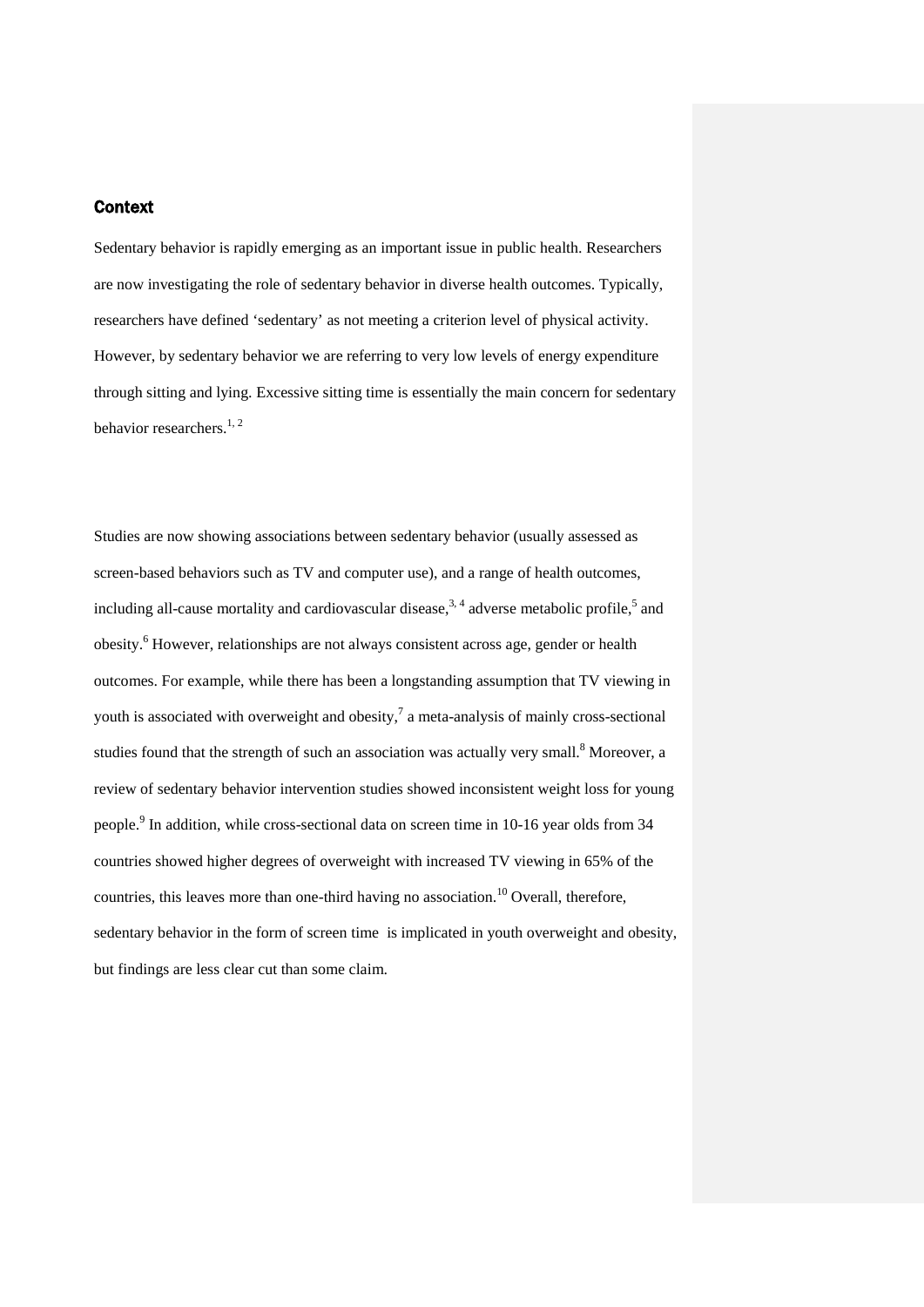## Context

Sedentary behavior is rapidly emerging as an important issue in public health. Researchers are now investigating the role of sedentary behavior in diverse health outcomes. Typically, researchers have defined 'sedentary' as not meeting a criterion level of physical activity. However, by sedentary behavior we are referring to very low levels of energy expenditure through sitting and lying. Excessive sitting time is essentially the main concern for sedentary behavior researchers.[1, 2]

Studies are now showing associations between sedentary behavior (usually assessed as screen-based behaviors such as TV and computer use), and a range of health outcomes, including all-cause mortality and cardiovascular disease,[3, 4] adverse metabolic profile,[5] and obesity.[6] However, relationships are not always consistent across age, gender or health outcomes. For example, while there has been a longstanding assumption that TV viewing in youth is associated with overweight and obesity,[7] a meta-analysis of mainly cross-sectional studies found that the strength of such an association was actually very small.[8] Moreover, a review of sedentary behavior intervention studies showed inconsistent weight loss for young people.[9] In addition, while cross-sectional data on screen time in 10-16 year olds from 34 countries showed higher degrees of overweight with increased TV viewing in 65% of the countries, this leaves more than one-third having no association.[10] Overall, therefore, sedentary behavior in the form of screen time is implicated in youth overweight and obesity, but findings are less clear cut than some claim.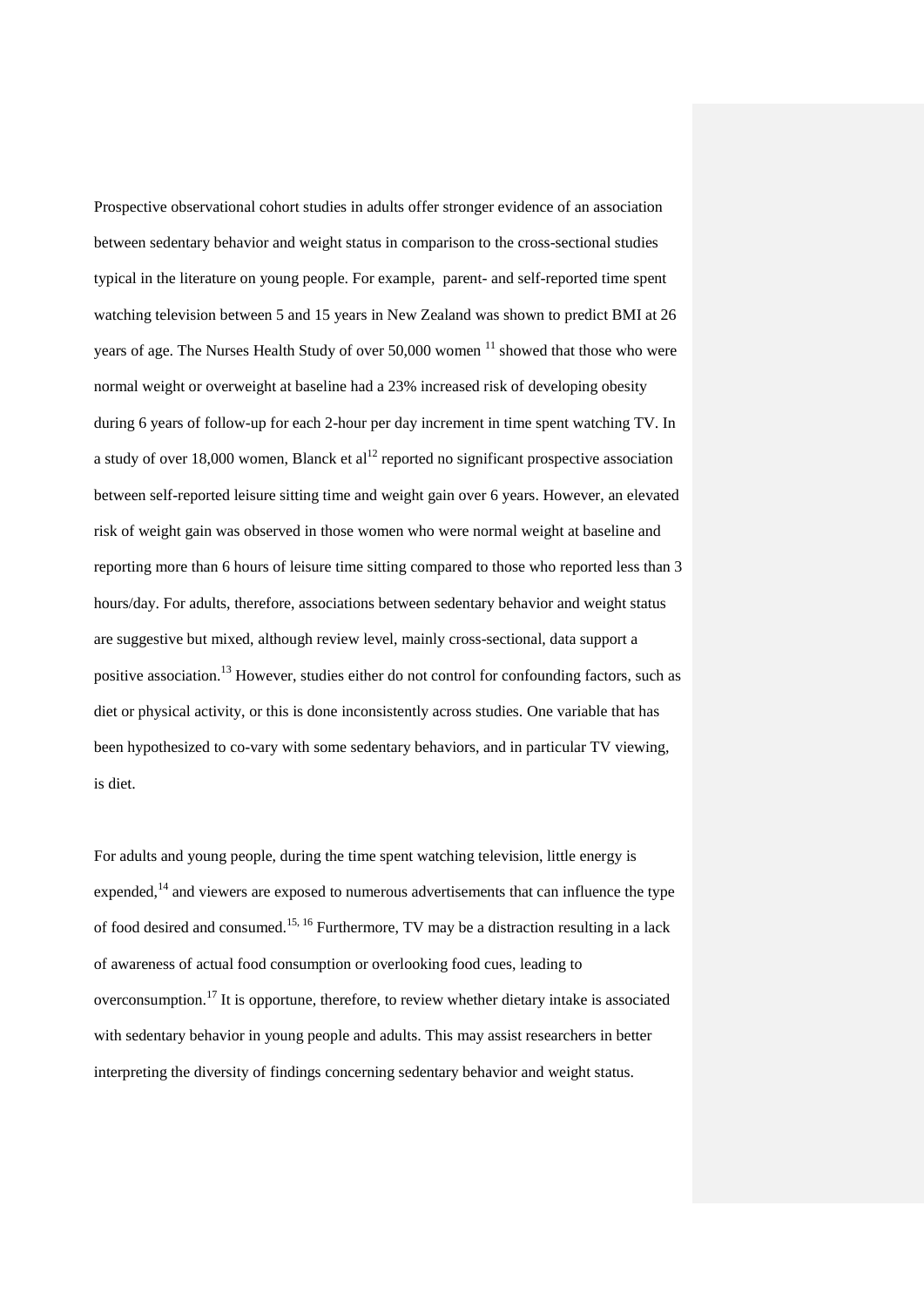Prospective observational cohort studies in adults offer stronger evidence of an association between sedentary behavior and weight status in comparison to the cross-sectional studies typical in the literature on young people. For example, parent- and self-reported time spent watching television between 5 and 15 years in New Zealand was shown to predict BMI at 26 years of age. The Nurses Health Study of over 50,000 women [11] showed that those who were normal weight or overweight at baseline had a 23% increased risk of developing obesity during 6 years of follow-up for each 2-hour per day increment in time spent watching TV. In a study of over 18,000 women, Blanck et al[12] reported no significant prospective association between self-reported leisure sitting time and weight gain over 6 years. However, an elevated risk of weight gain was observed in those women who were normal weight at baseline and reporting more than 6 hours of leisure time sitting compared to those who reported less than 3 hours/day. For adults, therefore, associations between sedentary behavior and weight status are suggestive but mixed, although review level, mainly cross-sectional, data support a positive association.[13] However, studies either do not control for confounding factors, such as diet or physical activity, or this is done inconsistently across studies. One variable that has been hypothesized to co-vary with some sedentary behaviors, and in particular TV viewing, is diet.

For adults and young people, during the time spent watching television, little energy is expended,[14] and viewers are exposed to numerous advertisements that can influence the type of food desired and consumed.[15, 16] Furthermore, TV may be a distraction resulting in a lack of awareness of actual food consumption or overlooking food cues, leading to overconsumption.[17] It is opportune, therefore, to review whether dietary intake is associated with sedentary behavior in young people and adults. This may assist researchers in better interpreting the diversity of findings concerning sedentary behavior and weight status.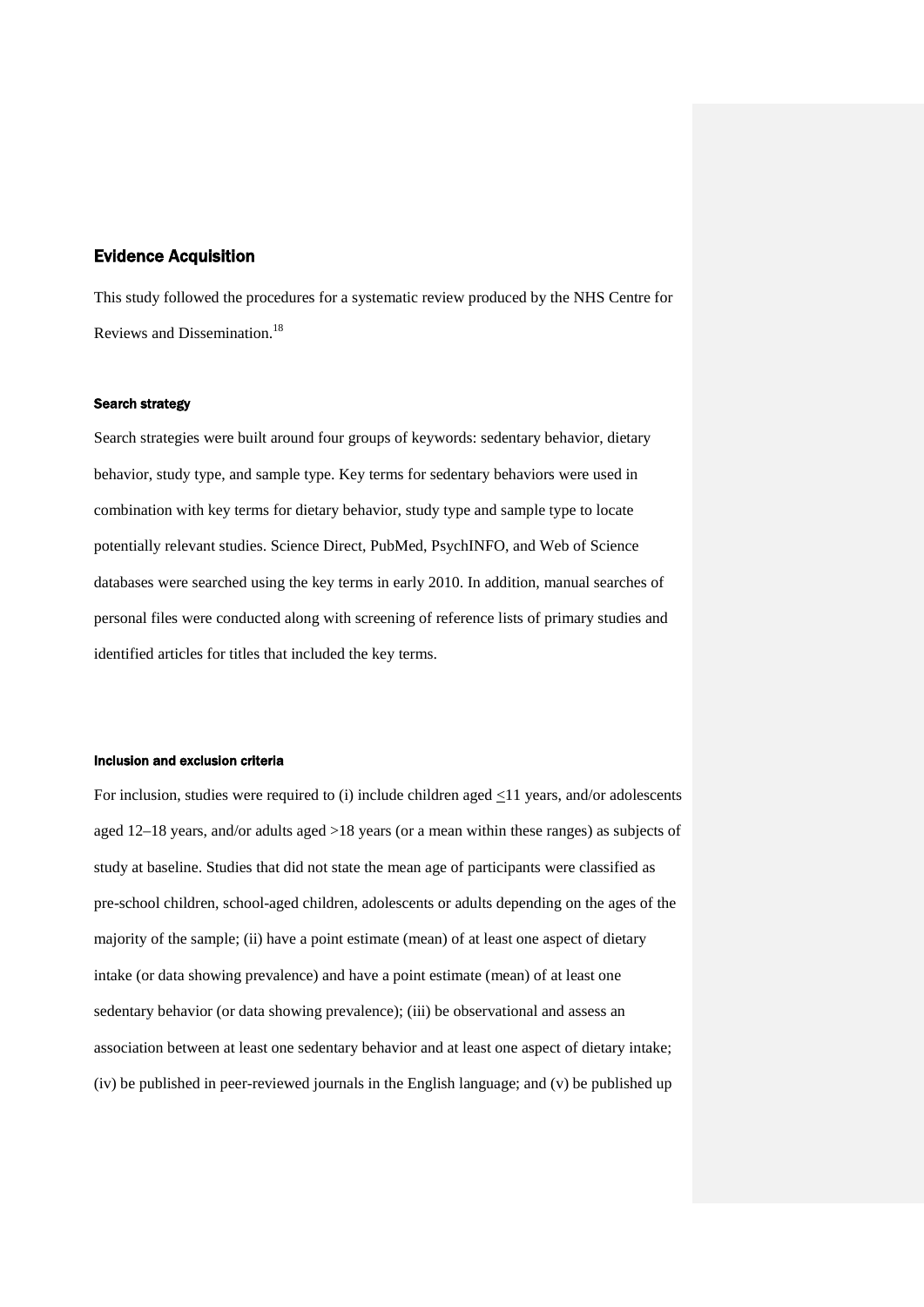## Evidence Acquisition

This study followed the procedures for a systematic review produced by the NHS Centre for Reviews and Dissemination.[18]

### Search strategy

Search strategies were built around four groups of keywords: sedentary behavior, dietary behavior, study type, and sample type. Key terms for sedentary behaviors were used in combination with key terms for dietary behavior, study type and sample type to locate potentially relevant studies. Science Direct, PubMed, PsychINFO, and Web of Science databases were searched using the key terms in early 2010. In addition, manual searches of personal files were conducted along with screening of reference lists of primary studies and identified articles for titles that included the key terms.

### Inclusion and exclusion criteria

For inclusion, studies were required to (i) include children aged ≤11 years, and/or adolescents aged 12–18 years, and/or adults aged >18 years (or a mean within these ranges) as subjects of study at baseline. Studies that did not state the mean age of participants were classified as pre-school children, school-aged children, adolescents or adults depending on the ages of the majority of the sample; (ii) have a point estimate (mean) of at least one aspect of dietary intake (or data showing prevalence) and have a point estimate (mean) of at least one sedentary behavior (or data showing prevalence); (iii) be observational and assess an association between at least one sedentary behavior and at least one aspect of dietary intake; (iv) be published in peer-reviewed journals in the English language; and (v) be published up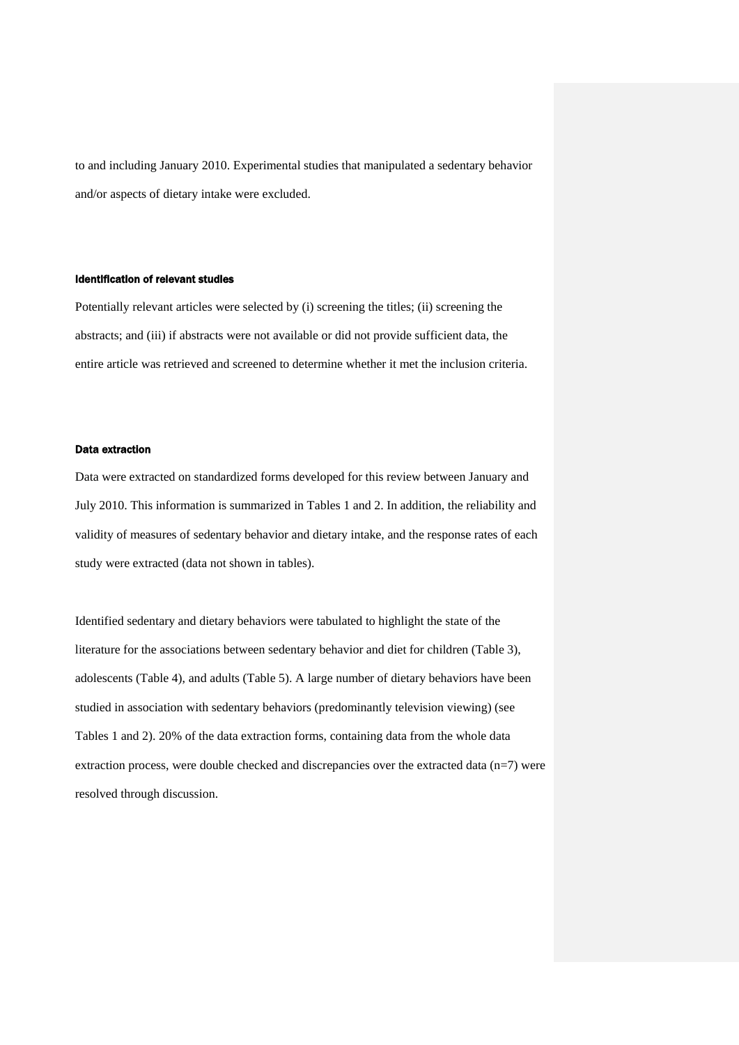to and including January 2010. Experimental studies that manipulated a sedentary behavior and/or aspects of dietary intake were excluded.

#### Identification of relevant studies

Potentially relevant articles were selected by (i) screening the titles; (ii) screening the abstracts; and (iii) if abstracts were not available or did not provide sufficient data, the entire article was retrieved and screened to determine whether it met the inclusion criteria.

#### Data extraction

Data were extracted on standardized forms developed for this review between January and July 2010. This information is summarized in Tables 1 and 2. In addition, the reliability and validity of measures of sedentary behavior and dietary intake, and the response rates of each study were extracted (data not shown in tables).

Identified sedentary and dietary behaviors were tabulated to highlight the state of the literature for the associations between sedentary behavior and diet for children (Table 3), adolescents (Table 4), and adults (Table 5). A large number of dietary behaviors have been studied in association with sedentary behaviors (predominantly television viewing) (see Tables 1 and 2). 20% of the data extraction forms, containing data from the whole data extraction process, were double checked and discrepancies over the extracted data (n=7) were resolved through discussion.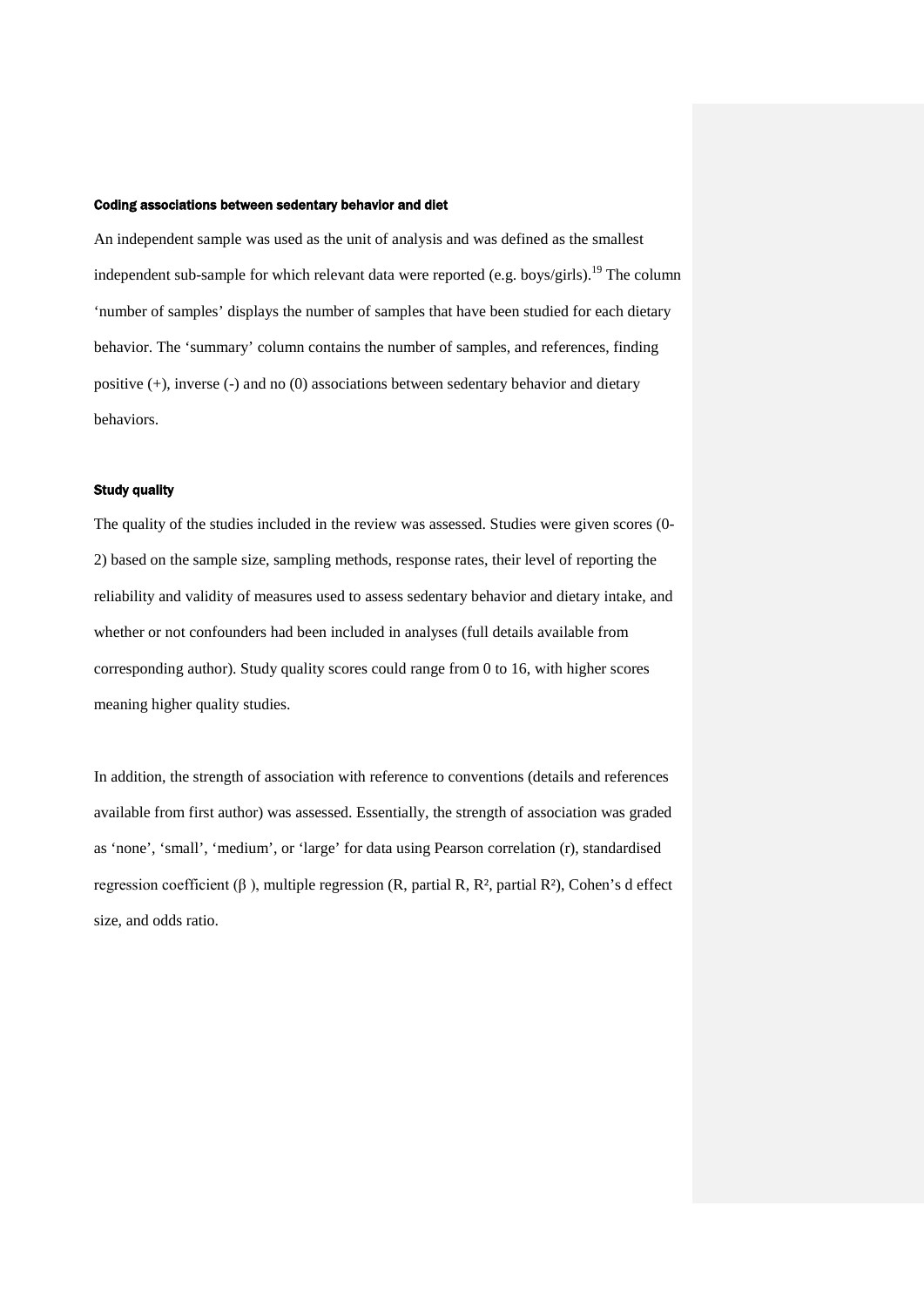### Coding associations between sedentary behavior and diet

An independent sample was used as the unit of analysis and was defined as the smallest independent sub-sample for which relevant data were reported (e.g. boys/girls).[19] The column 'number of samples' displays the number of samples that have been studied for each dietary behavior. The 'summary' column contains the number of samples, and references, finding positive (+), inverse (-) and no (0) associations between sedentary behavior and dietary behaviors.

### Study quality

The quality of the studies included in the review was assessed. Studies were given scores (0-2) based on the sample size, sampling methods, response rates, their level of reporting the reliability and validity of measures used to assess sedentary behavior and dietary intake, and whether or not confounders had been included in analyses (full details available from corresponding author). Study quality scores could range from 0 to 16, with higher scores meaning higher quality studies.

In addition, the strength of association with reference to conventions (details and references available from first author) was assessed. Essentially, the strength of association was graded as 'none', 'small', 'medium', or 'large' for data using Pearson correlation (r), standardised regression coefficient ($\beta$ ), multiple regression (R, partial R, $R^2$, partial $R^2$), Cohen's d effect size, and odds ratio.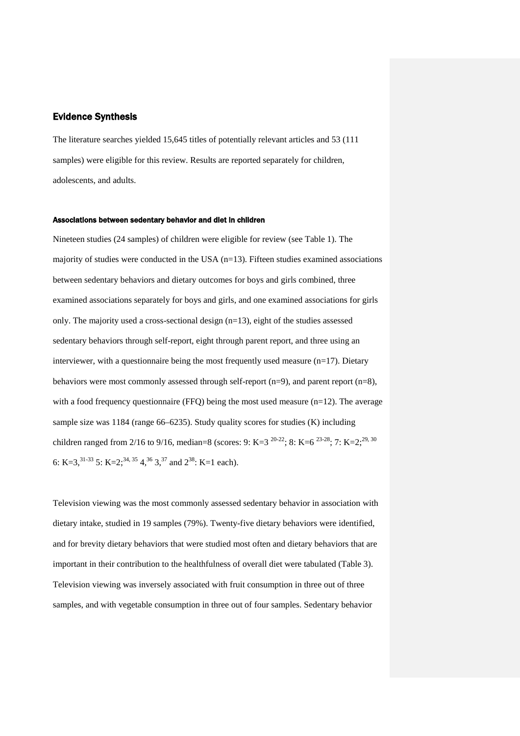## Evidence Synthesis

The literature searches yielded 15,645 titles of potentially relevant articles and 53 (111 samples) were eligible for this review. Results are reported separately for children, adolescents, and adults.

#### Associations between sedentary behavior and diet in children

Nineteen studies (24 samples) of children were eligible for review (see Table 1). The majority of studies were conducted in the USA (n=13). Fifteen studies examined associations between sedentary behaviors and dietary outcomes for boys and girls combined, three examined associations separately for boys and girls, and one examined associations for girls only. The majority used a cross-sectional design (n=13), eight of the studies assessed sedentary behaviors through self-report, eight through parent report, and three using an interviewer, with a questionnaire being the most frequently used measure (n=17). Dietary behaviors were most commonly assessed through self-report (n=9), and parent report (n=8), with a food frequency questionnaire (FFQ) being the most used measure (n=12). The average sample size was 1184 (range 66–6235). Study quality scores for studies (K) including children ranged from 2/16 to 9/16, median=8 (scores: 9: K=3 [20-22]; 8: K=6 [23-28]; 7: K=2;[29, 30] 6: K=3,[31-33] 5: K=2;[34, 35] 4,[36] 3,[37] and 2[38]: K=1 each).

Television viewing was the most commonly assessed sedentary behavior in association with dietary intake, studied in 19 samples (79%). Twenty-five dietary behaviors were identified, and for brevity dietary behaviors that were studied most often and dietary behaviors that are important in their contribution to the healthfulness of overall diet were tabulated (Table 3). Television viewing was inversely associated with fruit consumption in three out of three samples, and with vegetable consumption in three out of four samples. Sedentary behavior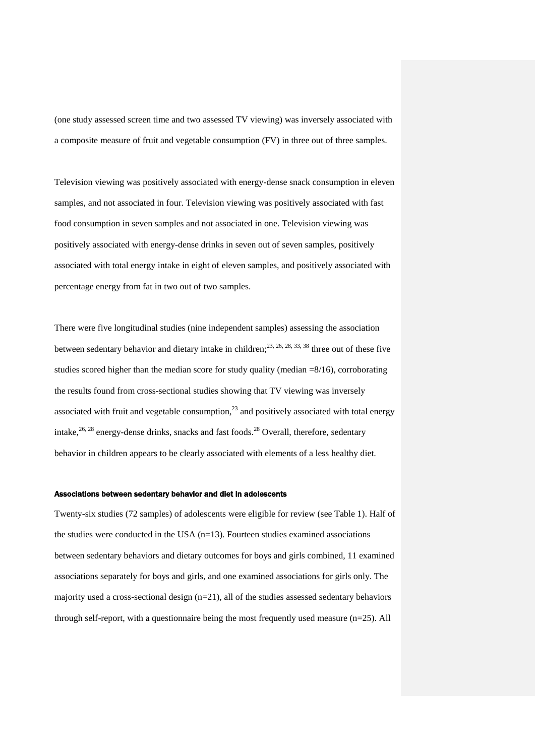(one study assessed screen time and two assessed TV viewing) was inversely associated with a composite measure of fruit and vegetable consumption (FV) in three out of three samples.

Television viewing was positively associated with energy-dense snack consumption in eleven samples, and not associated in four. Television viewing was positively associated with fast food consumption in seven samples and not associated in one. Television viewing was positively associated with energy-dense drinks in seven out of seven samples, positively associated with total energy intake in eight of eleven samples, and positively associated with percentage energy from fat in two out of two samples.

There were five longitudinal studies (nine independent samples) assessing the association between sedentary behavior and dietary intake in children;[23, 26, 28, 33, 38] three out of these five studies scored higher than the median score for study quality (median =8/16), corroborating the results found from cross-sectional studies showing that TV viewing was inversely associated with fruit and vegetable consumption,[23] and positively associated with total energy intake,[26, 28] energy-dense drinks, snacks and fast foods.[28] Overall, therefore, sedentary behavior in children appears to be clearly associated with elements of a less healthy diet.

#### Associations between sedentary behavior and diet in adolescents

Twenty-six studies (72 samples) of adolescents were eligible for review (see Table 1). Half of the studies were conducted in the USA (n=13). Fourteen studies examined associations between sedentary behaviors and dietary outcomes for boys and girls combined, 11 examined associations separately for boys and girls, and one examined associations for girls only. The majority used a cross-sectional design (n=21), all of the studies assessed sedentary behaviors through self-report, with a questionnaire being the most frequently used measure (n=25). All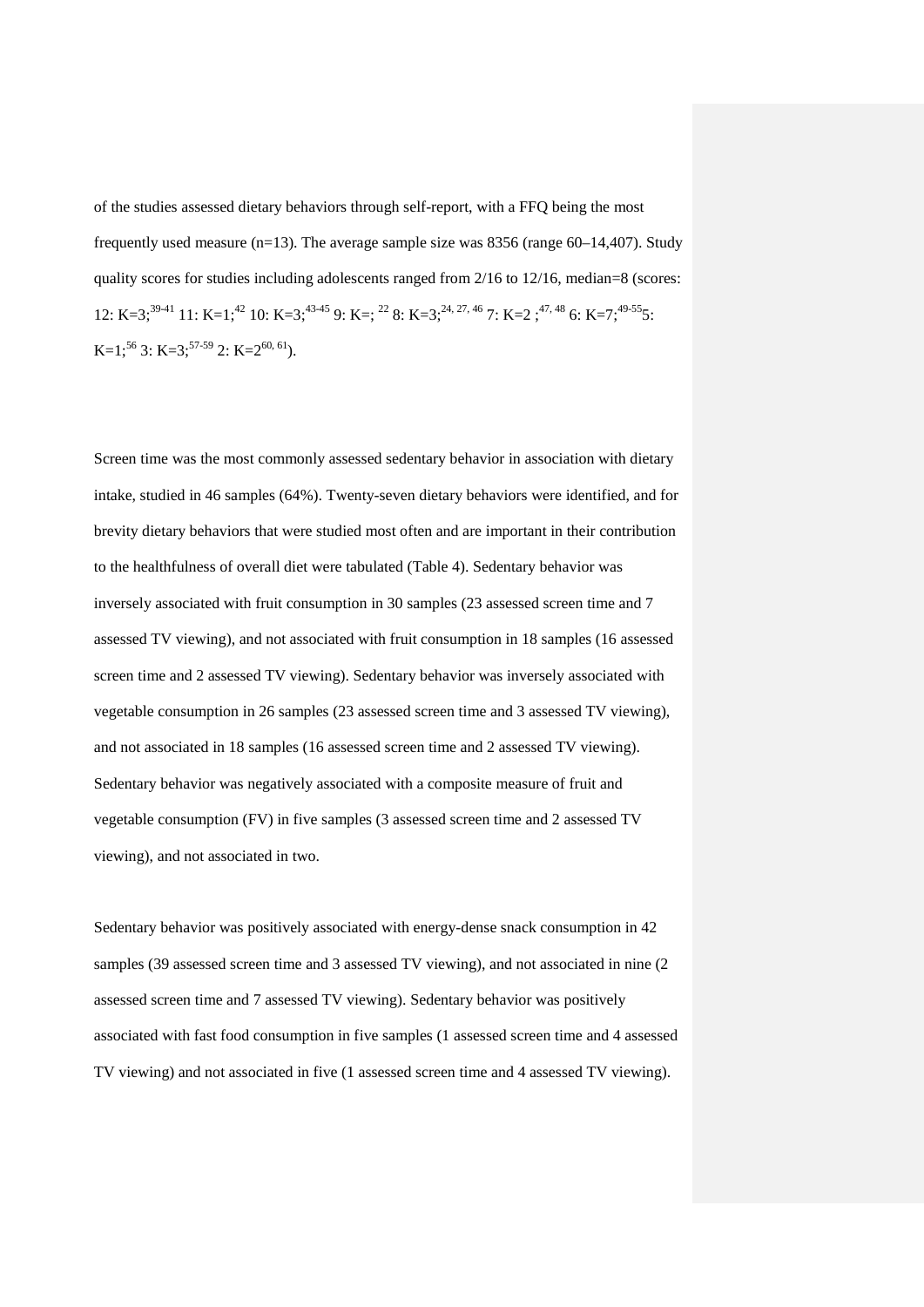of the studies assessed dietary behaviors through self-report, with a FFQ being the most frequently used measure (n=13). The average sample size was 8356 (range 60–14,407). Study quality scores for studies including adolescents ranged from 2/16 to 12/16, median=8 (scores: 12: K=3;[39-41] 11: K=1;[42] 10: K=3;[43-45] 9: K=; [22] 8: K=3;[24, 27, 46] 7: K=2 ;[47, 48] 6: K=7;[49-55]5: K=1;[56] 3: K=3;[57-59] 2: K=2[60, 61]).

Screen time was the most commonly assessed sedentary behavior in association with dietary intake, studied in 46 samples (64%). Twenty-seven dietary behaviors were identified, and for brevity dietary behaviors that were studied most often and are important in their contribution to the healthfulness of overall diet were tabulated (Table 4). Sedentary behavior was inversely associated with fruit consumption in 30 samples (23 assessed screen time and 7 assessed TV viewing), and not associated with fruit consumption in 18 samples (16 assessed screen time and 2 assessed TV viewing). Sedentary behavior was inversely associated with vegetable consumption in 26 samples (23 assessed screen time and 3 assessed TV viewing), and not associated in 18 samples (16 assessed screen time and 2 assessed TV viewing). Sedentary behavior was negatively associated with a composite measure of fruit and vegetable consumption (FV) in five samples (3 assessed screen time and 2 assessed TV viewing), and not associated in two.

Sedentary behavior was positively associated with energy-dense snack consumption in 42 samples (39 assessed screen time and 3 assessed TV viewing), and not associated in nine (2 assessed screen time and 7 assessed TV viewing). Sedentary behavior was positively associated with fast food consumption in five samples (1 assessed screen time and 4 assessed TV viewing) and not associated in five (1 assessed screen time and 4 assessed TV viewing).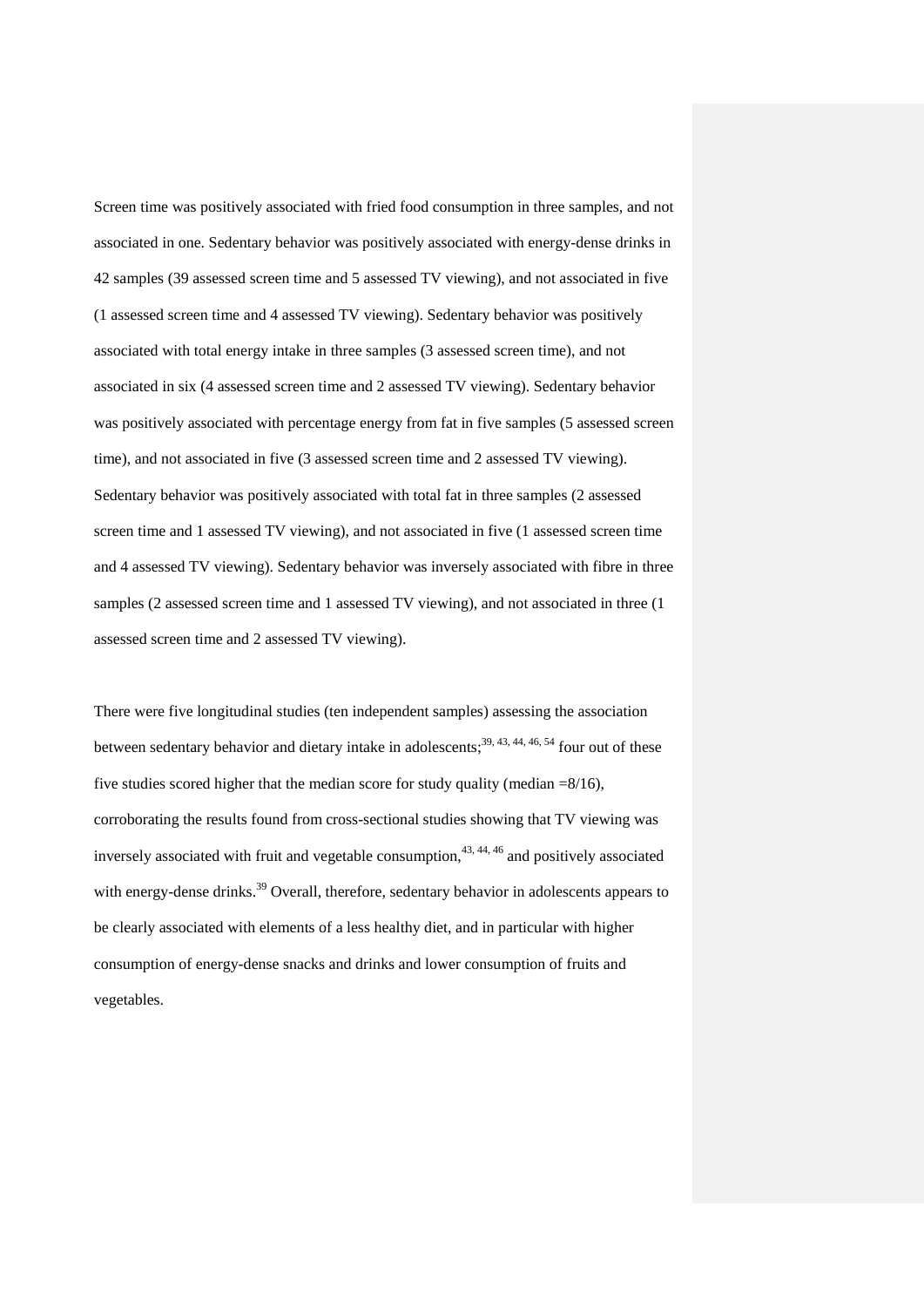Screen time was positively associated with fried food consumption in three samples, and not associated in one. Sedentary behavior was positively associated with energy-dense drinks in 42 samples (39 assessed screen time and 5 assessed TV viewing), and not associated in five (1 assessed screen time and 4 assessed TV viewing). Sedentary behavior was positively associated with total energy intake in three samples (3 assessed screen time), and not associated in six (4 assessed screen time and 2 assessed TV viewing). Sedentary behavior was positively associated with percentage energy from fat in five samples (5 assessed screen time), and not associated in five (3 assessed screen time and 2 assessed TV viewing). Sedentary behavior was positively associated with total fat in three samples (2 assessed screen time and 1 assessed TV viewing), and not associated in five (1 assessed screen time and 4 assessed TV viewing). Sedentary behavior was inversely associated with fibre in three samples (2 assessed screen time and 1 assessed TV viewing), and not associated in three (1 assessed screen time and 2 assessed TV viewing).

There were five longitudinal studies (ten independent samples) assessing the association between sedentary behavior and dietary intake in adolescents;[39, 43, 44, 46, 54] four out of these five studies scored higher that the median score for study quality (median =8/16), corroborating the results found from cross-sectional studies showing that TV viewing was inversely associated with fruit and vegetable consumption,[43, 44, 46] and positively associated with energy-dense drinks.[39] Overall, therefore, sedentary behavior in adolescents appears to be clearly associated with elements of a less healthy diet, and in particular with higher consumption of energy-dense snacks and drinks and lower consumption of fruits and vegetables.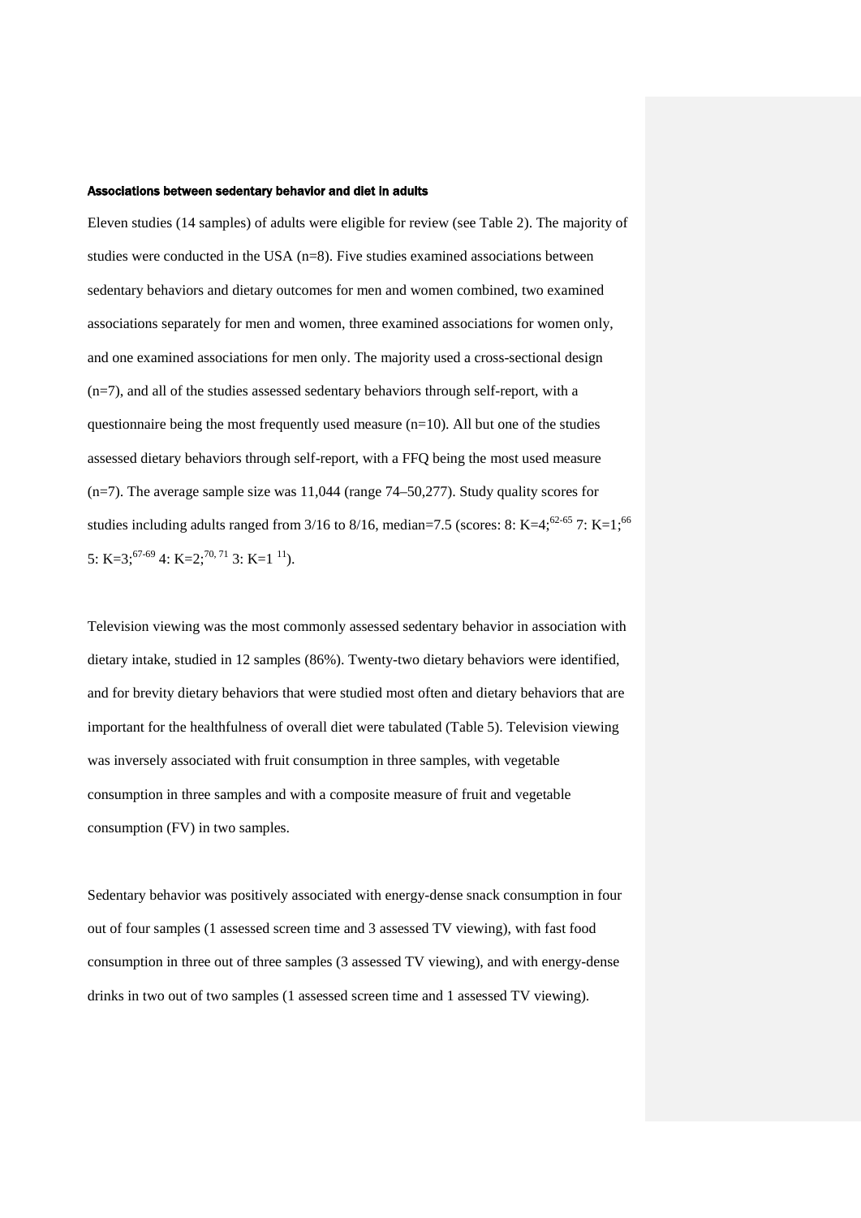### Associations between sedentary behavior and diet in adults

Eleven studies (14 samples) of adults were eligible for review (see Table 2). The majority of studies were conducted in the USA (n=8). Five studies examined associations between sedentary behaviors and dietary outcomes for men and women combined, two examined associations separately for men and women, three examined associations for women only, and one examined associations for men only. The majority used a cross-sectional design (n=7), and all of the studies assessed sedentary behaviors through self-report, with a questionnaire being the most frequently used measure (n=10). All but one of the studies assessed dietary behaviors through self-report, with a FFQ being the most used measure (n=7). The average sample size was 11,044 (range 74–50,277). Study quality scores for studies including adults ranged from 3/16 to 8/16, median=7.5 (scores: 8: K=4;[62-65] 7: K=1;[66] 5: K=3;[67-69] 4: K=2;[70, 71] 3: K=1 [11]).

Television viewing was the most commonly assessed sedentary behavior in association with dietary intake, studied in 12 samples (86%). Twenty-two dietary behaviors were identified, and for brevity dietary behaviors that were studied most often and dietary behaviors that are important for the healthfulness of overall diet were tabulated (Table 5). Television viewing was inversely associated with fruit consumption in three samples, with vegetable consumption in three samples and with a composite measure of fruit and vegetable consumption (FV) in two samples.

Sedentary behavior was positively associated with energy-dense snack consumption in four out of four samples (1 assessed screen time and 3 assessed TV viewing), with fast food consumption in three out of three samples (3 assessed TV viewing), and with energy-dense drinks in two out of two samples (1 assessed screen time and 1 assessed TV viewing).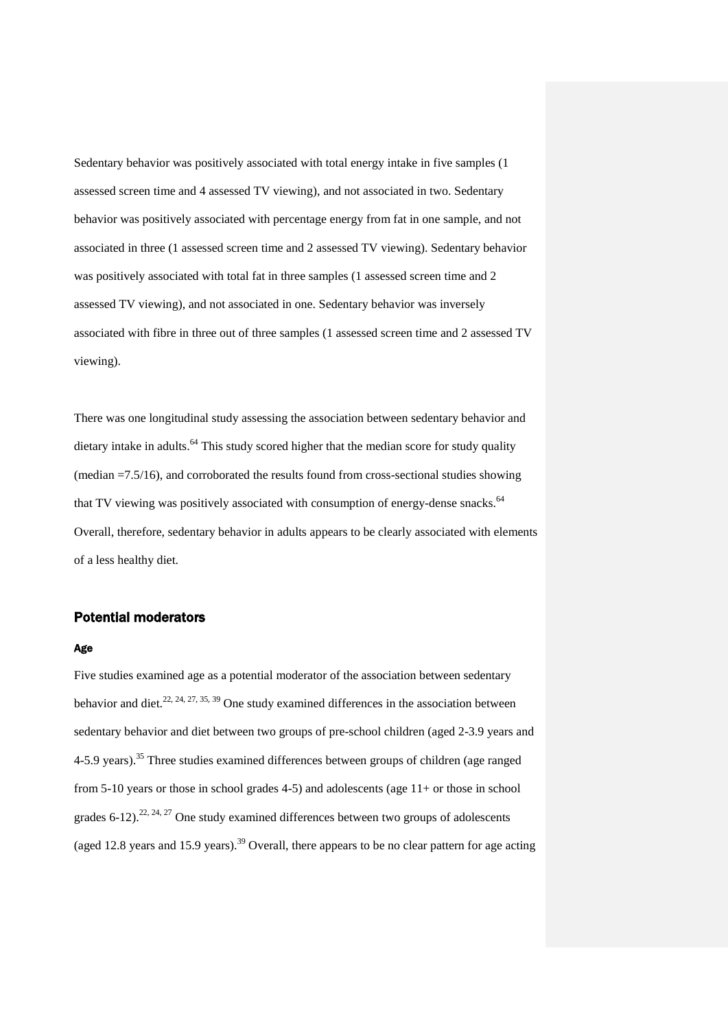Sedentary behavior was positively associated with total energy intake in five samples (1 assessed screen time and 4 assessed TV viewing), and not associated in two. Sedentary behavior was positively associated with percentage energy from fat in one sample, and not associated in three (1 assessed screen time and 2 assessed TV viewing). Sedentary behavior was positively associated with total fat in three samples (1 assessed screen time and 2 assessed TV viewing), and not associated in one. Sedentary behavior was inversely associated with fibre in three out of three samples (1 assessed screen time and 2 assessed TV viewing).

There was one longitudinal study assessing the association between sedentary behavior and dietary intake in adults.[64] This study scored higher that the median score for study quality (median =7.5/16), and corroborated the results found from cross-sectional studies showing that TV viewing was positively associated with consumption of energy-dense snacks.[64] Overall, therefore, sedentary behavior in adults appears to be clearly associated with elements of a less healthy diet.

## Potential moderators

### Age

Five studies examined age as a potential moderator of the association between sedentary behavior and diet.[22, 24, 27, 35, 39] One study examined differences in the association between sedentary behavior and diet between two groups of pre-school children (aged 2-3.9 years and 4-5.9 years).[35] Three studies examined differences between groups of children (age ranged from 5-10 years or those in school grades 4-5) and adolescents (age 11+ or those in school grades 6-12).[22, 24, 27] One study examined differences between two groups of adolescents (aged 12.8 years and 15.9 years).[39] Overall, there appears to be no clear pattern for age acting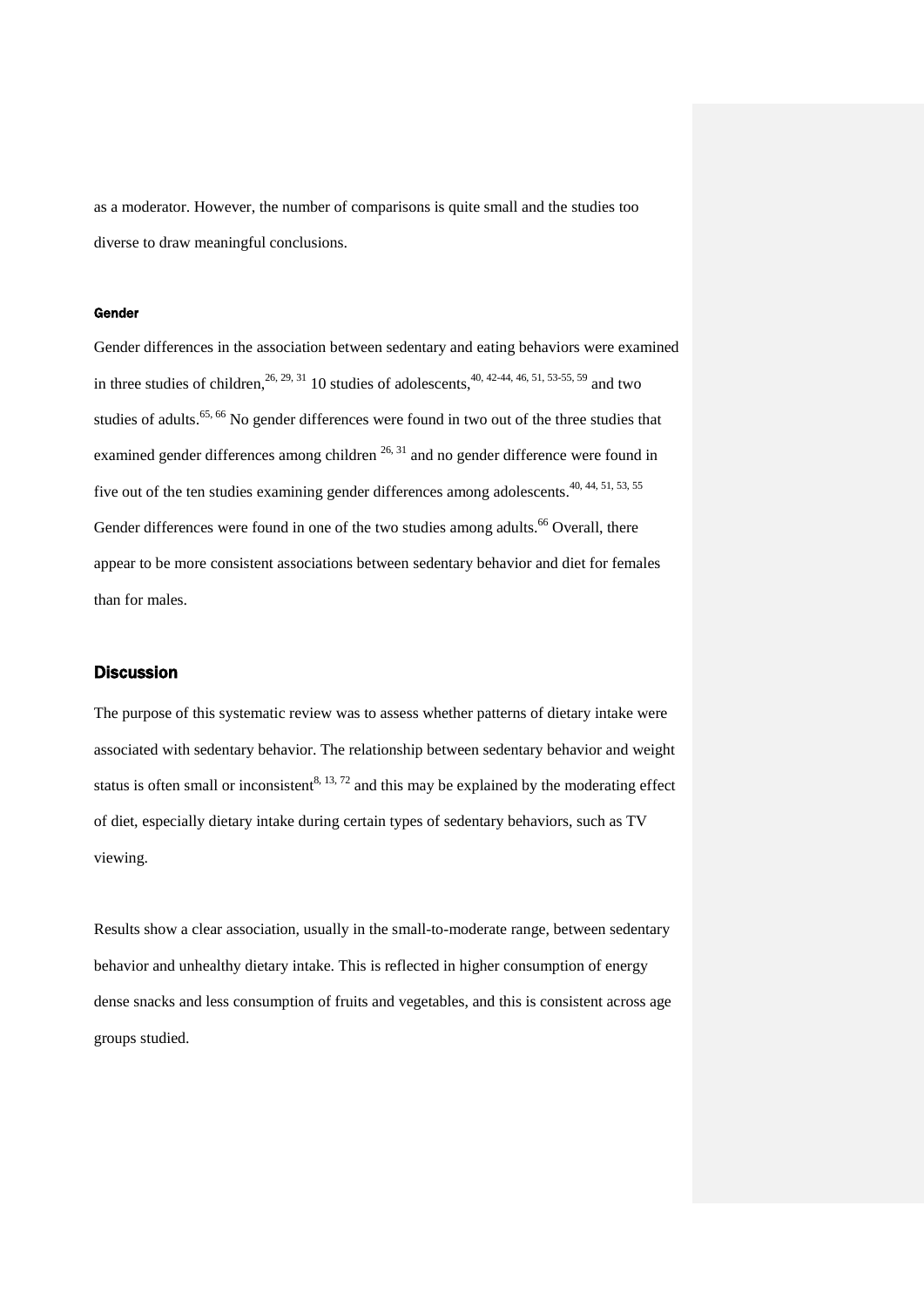as a moderator. However, the number of comparisons is quite small and the studies too diverse to draw meaningful conclusions.

#### Gender

Gender differences in the association between sedentary and eating behaviors were examined in three studies of children,[26, 29, 31] 10 studies of adolescents,[40, 42-44, 46, 51, 53-55, 59] and two studies of adults.[65, 66] No gender differences were found in two out of the three studies that examined gender differences among children [26, 31] and no gender difference were found in five out of the ten studies examining gender differences among adolescents.[40, 44, 51, 53, 55] Gender differences were found in one of the two studies among adults.[66] Overall, there appear to be more consistent associations between sedentary behavior and diet for females than for males.

## Discussion

The purpose of this systematic review was to assess whether patterns of dietary intake were associated with sedentary behavior. The relationship between sedentary behavior and weight status is often small or inconsistent[8, 13, 72] and this may be explained by the moderating effect of diet, especially dietary intake during certain types of sedentary behaviors, such as TV viewing.

Results show a clear association, usually in the small-to-moderate range, between sedentary behavior and unhealthy dietary intake. This is reflected in higher consumption of energy dense snacks and less consumption of fruits and vegetables, and this is consistent across age groups studied.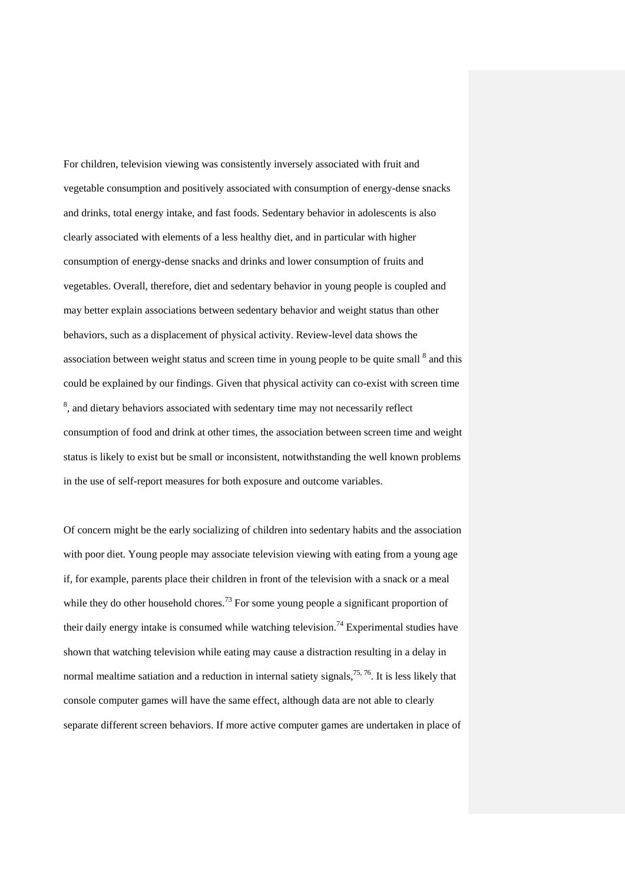For children, television viewing was consistently inversely associated with fruit and vegetable consumption and positively associated with consumption of energy-dense snacks and drinks, total energy intake, and fast foods. Sedentary behavior in adolescents is also clearly associated with elements of a less healthy diet, and in particular with higher consumption of energy-dense snacks and drinks and lower consumption of fruits and vegetables. Overall, therefore, diet and sedentary behavior in young people is coupled and may better explain associations between sedentary behavior and weight status than other behaviors, such as a displacement of physical activity. Review-level data shows the association between weight status and screen time in young people to be quite small [8] and this could be explained by our findings. Given that physical activity can co-exist with screen time [8], and dietary behaviors associated with sedentary time may not necessarily reflect consumption of food and drink at other times, the association between screen time and weight status is likely to exist but be small or inconsistent, notwithstanding the well known problems in the use of self-report measures for both exposure and outcome variables.

Of concern might be the early socializing of children into sedentary habits and the association with poor diet. Young people may associate television viewing with eating from a young age if, for example, parents place their children in front of the television with a snack or a meal while they do other household chores.[73] For some young people a significant proportion of their daily energy intake is consumed while watching television.[74] Experimental studies have shown that watching television while eating may cause a distraction resulting in a delay in normal mealtime satiation and a reduction in internal satiety signals,[75, 76]. It is less likely that console computer games will have the same effect, although data are not able to clearly separate different screen behaviors. If more active computer games are undertaken in place of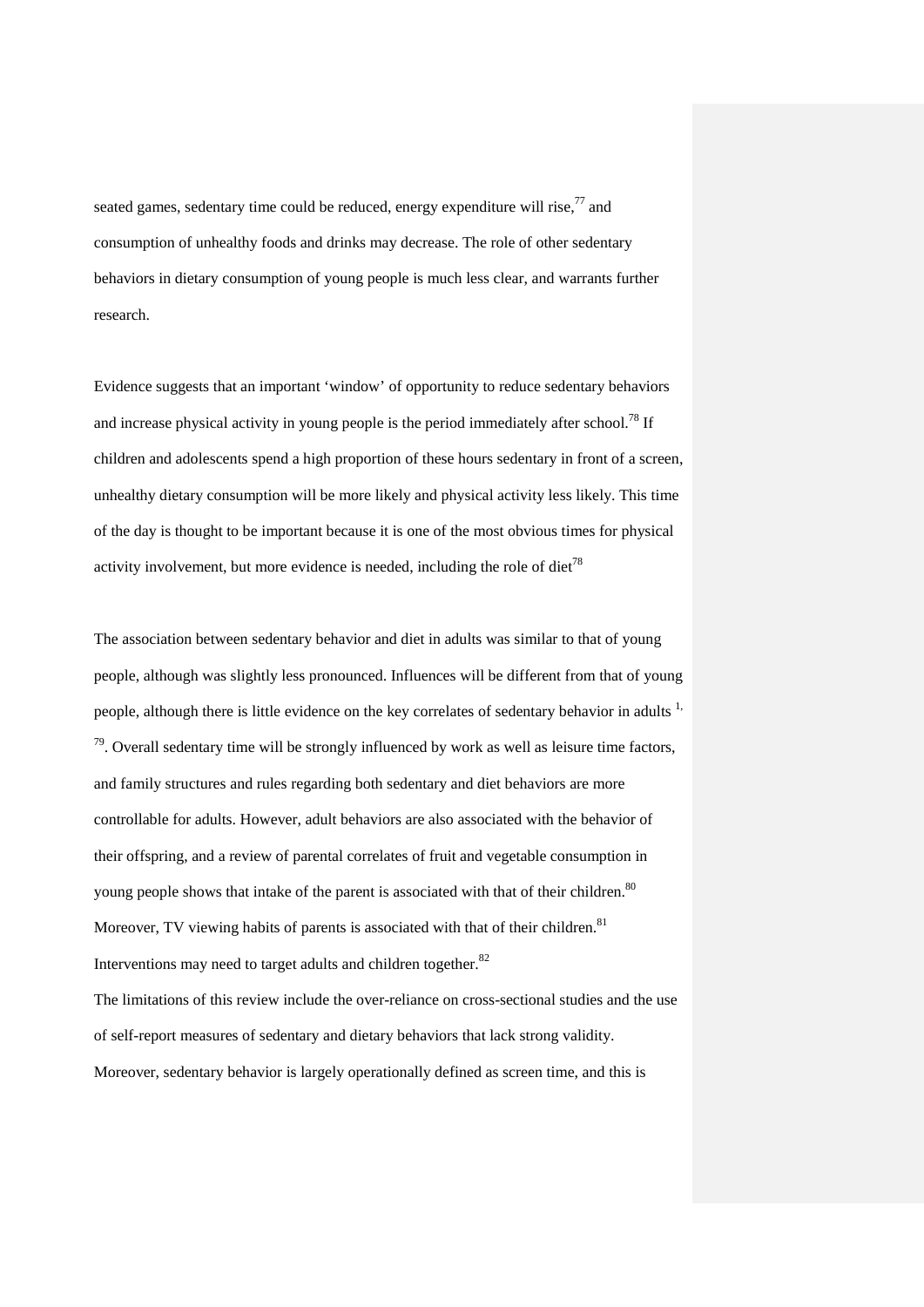seated games, sedentary time could be reduced, energy expenditure will rise,[77] and consumption of unhealthy foods and drinks may decrease. The role of other sedentary behaviors in dietary consumption of young people is much less clear, and warrants further research.

Evidence suggests that an important 'window' of opportunity to reduce sedentary behaviors and increase physical activity in young people is the period immediately after school.[78] If children and adolescents spend a high proportion of these hours sedentary in front of a screen, unhealthy dietary consumption will be more likely and physical activity less likely. This time of the day is thought to be important because it is one of the most obvious times for physical activity involvement, but more evidence is needed, including the role of diet[78]

The association between sedentary behavior and diet in adults was similar to that of young people, although was slightly less pronounced. Influences will be different from that of young people, although there is little evidence on the key correlates of sedentary behavior in adults [1, 79]. Overall sedentary time will be strongly influenced by work as well as leisure time factors, and family structures and rules regarding both sedentary and diet behaviors are more controllable for adults. However, adult behaviors are also associated with the behavior of their offspring, and a review of parental correlates of fruit and vegetable consumption in young people shows that intake of the parent is associated with that of their children.[80] Moreover, TV viewing habits of parents is associated with that of their children.[81] Interventions may need to target adults and children together.[82]

The limitations of this review include the over-reliance on cross-sectional studies and the use of self-report measures of sedentary and dietary behaviors that lack strong validity. Moreover, sedentary behavior is largely operationally defined as screen time, and this is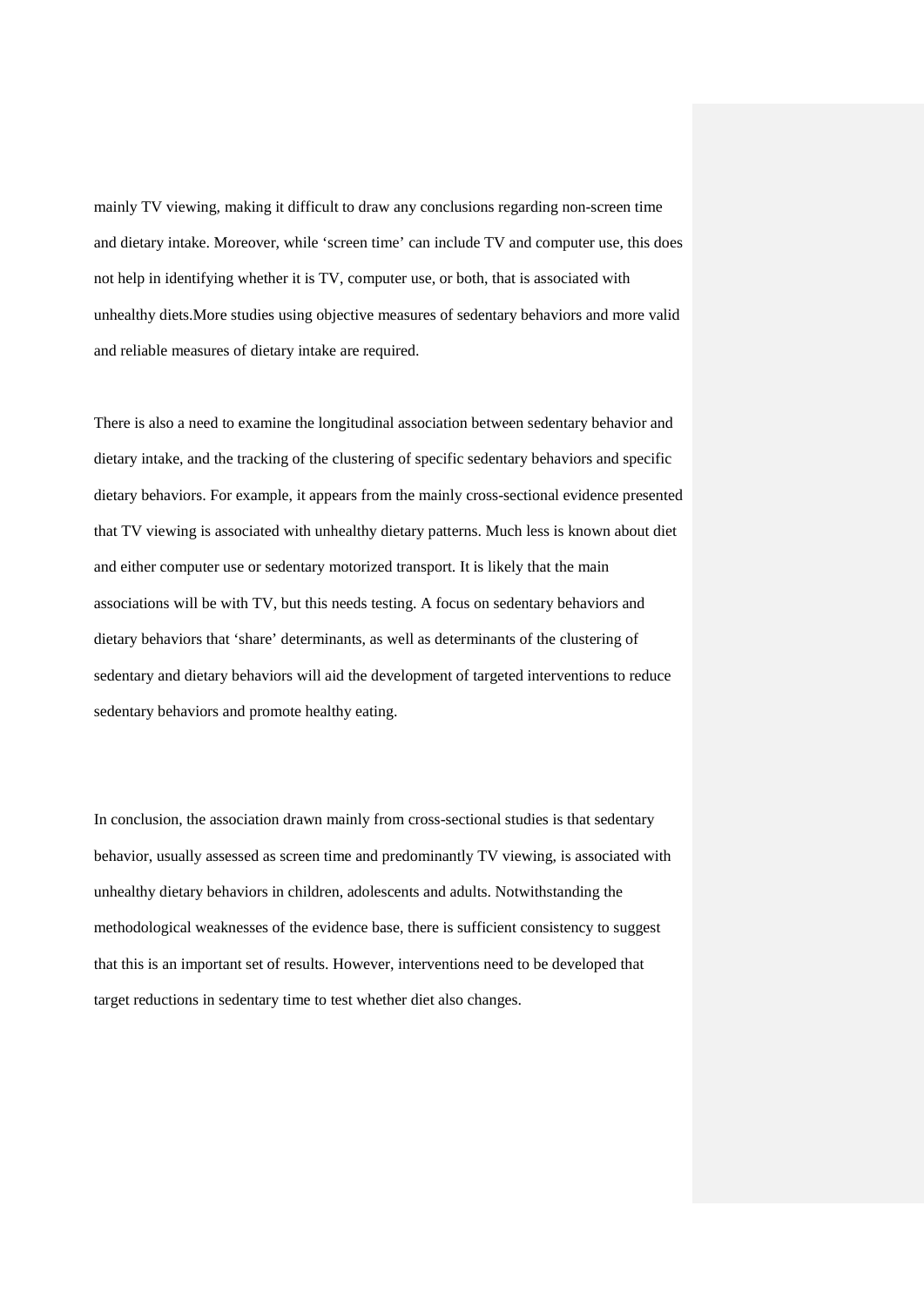mainly TV viewing, making it difficult to draw any conclusions regarding non-screen time and dietary intake. Moreover, while 'screen time' can include TV and computer use, this does not help in identifying whether it is TV, computer use, or both, that is associated with unhealthy diets.More studies using objective measures of sedentary behaviors and more valid and reliable measures of dietary intake are required.

There is also a need to examine the longitudinal association between sedentary behavior and dietary intake, and the tracking of the clustering of specific sedentary behaviors and specific dietary behaviors. For example, it appears from the mainly cross-sectional evidence presented that TV viewing is associated with unhealthy dietary patterns. Much less is known about diet and either computer use or sedentary motorized transport. It is likely that the main associations will be with TV, but this needs testing. A focus on sedentary behaviors and dietary behaviors that 'share' determinants, as well as determinants of the clustering of sedentary and dietary behaviors will aid the development of targeted interventions to reduce sedentary behaviors and promote healthy eating.

In conclusion, the association drawn mainly from cross-sectional studies is that sedentary behavior, usually assessed as screen time and predominantly TV viewing, is associated with unhealthy dietary behaviors in children, adolescents and adults. Notwithstanding the methodological weaknesses of the evidence base, there is sufficient consistency to suggest that this is an important set of results. However, interventions need to be developed that target reductions in sedentary time to test whether diet also changes.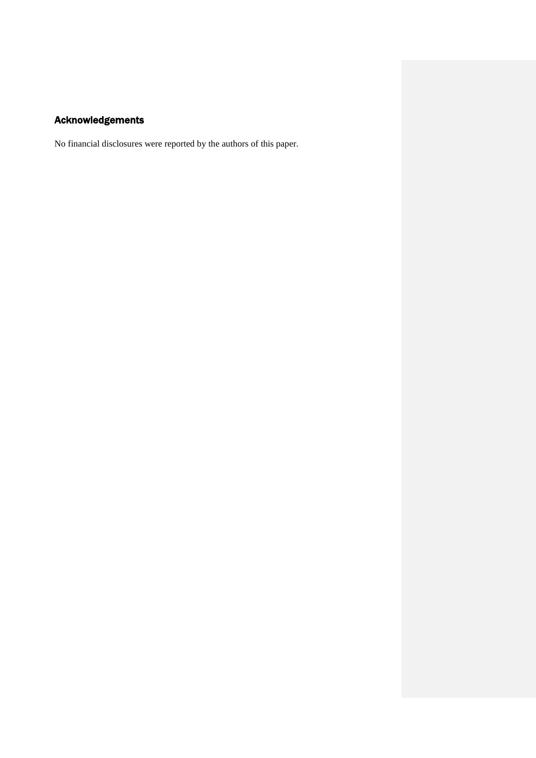## Acknowledgements

No financial disclosures were reported by the authors of this paper.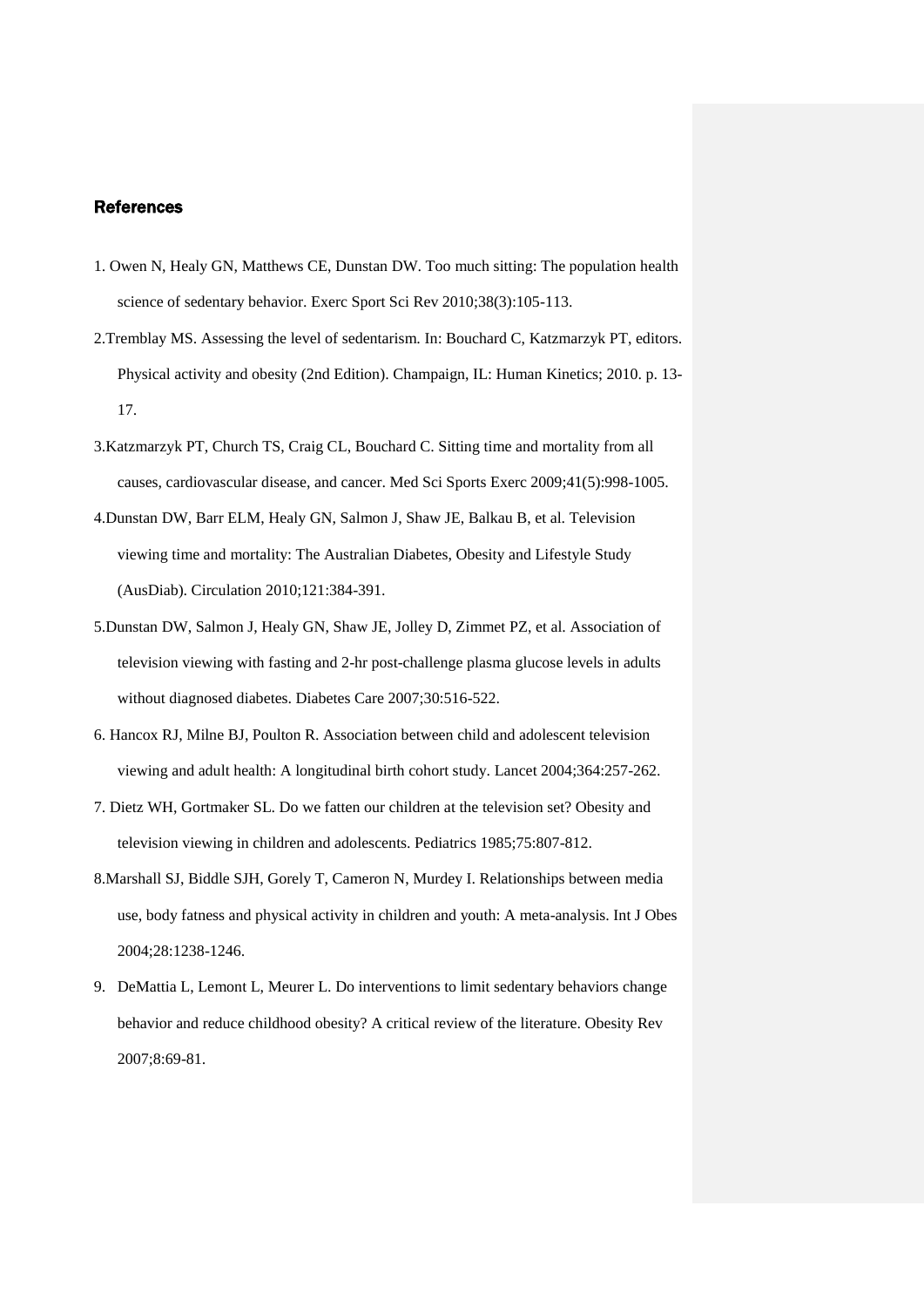## References

1. Owen N, Healy GN, Matthews CE, Dunstan DW. Too much sitting: The population health science of sedentary behavior. Exerc Sport Sci Rev 2010;38(3):105-113.
2. Tremblay MS. Assessing the level of sedentarism. In: Bouchard C, Katzmarzyk PT, editors. Physical activity and obesity (2nd Edition). Champaign, IL: Human Kinetics; 2010. p. 13-17.
3. Katzmarzyk PT, Church TS, Craig CL, Bouchard C. Sitting time and mortality from all causes, cardiovascular disease, and cancer. Med Sci Sports Exerc 2009;41(5):998-1005.
4. Dunstan DW, Barr ELM, Healy GN, Salmon J, Shaw JE, Balkau B, et al. Television viewing time and mortality: The Australian Diabetes, Obesity and Lifestyle Study (AusDiab). Circulation 2010;121:384-391.
5. Dunstan DW, Salmon J, Healy GN, Shaw JE, Jolley D, Zimmet PZ, et al. Association of television viewing with fasting and 2-hr post-challenge plasma glucose levels in adults without diagnosed diabetes. Diabetes Care 2007;30:516-522.
6. Hancox RJ, Milne BJ, Poulton R. Association between child and adolescent television viewing and adult health: A longitudinal birth cohort study. Lancet 2004;364:257-262.
7. Dietz WH, Gortmaker SL. Do we fatten our children at the television set? Obesity and television viewing in children and adolescents. Pediatrics 1985;75:807-812.
8. Marshall SJ, Biddle SJH, Gorely T, Cameron N, Murdey I. Relationships between media use, body fatness and physical activity in children and youth: A meta-analysis. Int J Obes 2004;28:1238-1246.
9. DeMattia L, Lemont L, Meurer L. Do interventions to limit sedentary behaviors change behavior and reduce childhood obesity? A critical review of the literature. Obesity Rev 2007;8:69-81.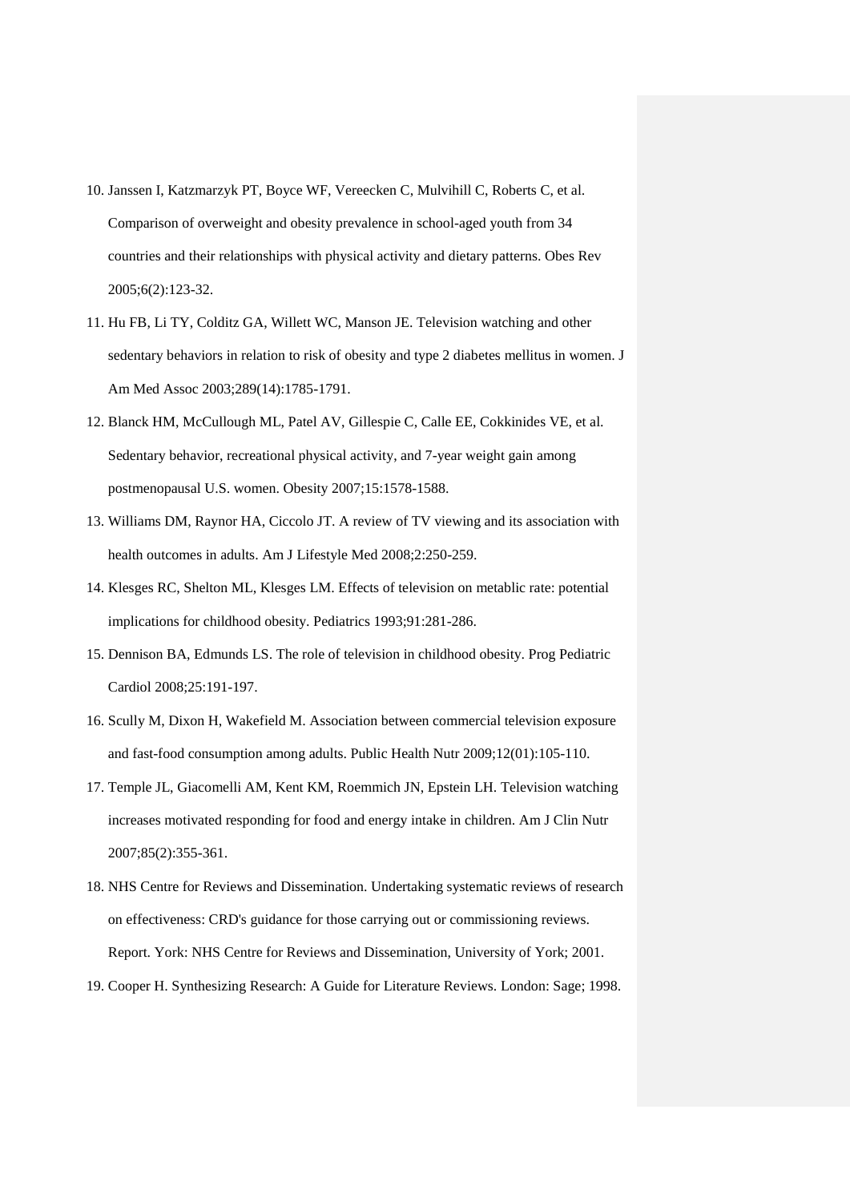10. Janssen I, Katzmarzyk PT, Boyce WF, Vereecken C, Mulvihill C, Roberts C, et al. Comparison of overweight and obesity prevalence in school-aged youth from 34 countries and their relationships with physical activity and dietary patterns. Obes Rev 2005;6(2):123-32.
11. Hu FB, Li TY, Colditz GA, Willett WC, Manson JE. Television watching and other sedentary behaviors in relation to risk of obesity and type 2 diabetes mellitus in women. J Am Med Assoc 2003;289(14):1785-1791.
12. Blanck HM, McCullough ML, Patel AV, Gillespie C, Calle EE, Cokkinides VE, et al. Sedentary behavior, recreational physical activity, and 7-year weight gain among postmenopausal U.S. women. Obesity 2007;15:1578-1588.
13. Williams DM, Raynor HA, Ciccolo JT. A review of TV viewing and its association with health outcomes in adults. Am J Lifestyle Med 2008;2:250-259.
14. Klesges RC, Shelton ML, Klesges LM. Effects of television on metablic rate: potential implications for childhood obesity. Pediatrics 1993;91:281-286.
15. Dennison BA, Edmunds LS. The role of television in childhood obesity. Prog Pediatric Cardiol 2008;25:191-197.
16. Scully M, Dixon H, Wakefield M. Association between commercial television exposure and fast-food consumption among adults. Public Health Nutr 2009;12(01):105-110.
17. Temple JL, Giacomelli AM, Kent KM, Roemmich JN, Epstein LH. Television watching increases motivated responding for food and energy intake in children. Am J Clin Nutr 2007;85(2):355-361.
18. NHS Centre for Reviews and Dissemination. Undertaking systematic reviews of research on effectiveness: CRD's guidance for those carrying out or commissioning reviews. Report. York: NHS Centre for Reviews and Dissemination, University of York; 2001.
19. Cooper H. Synthesizing Research: A Guide for Literature Reviews. London: Sage; 1998.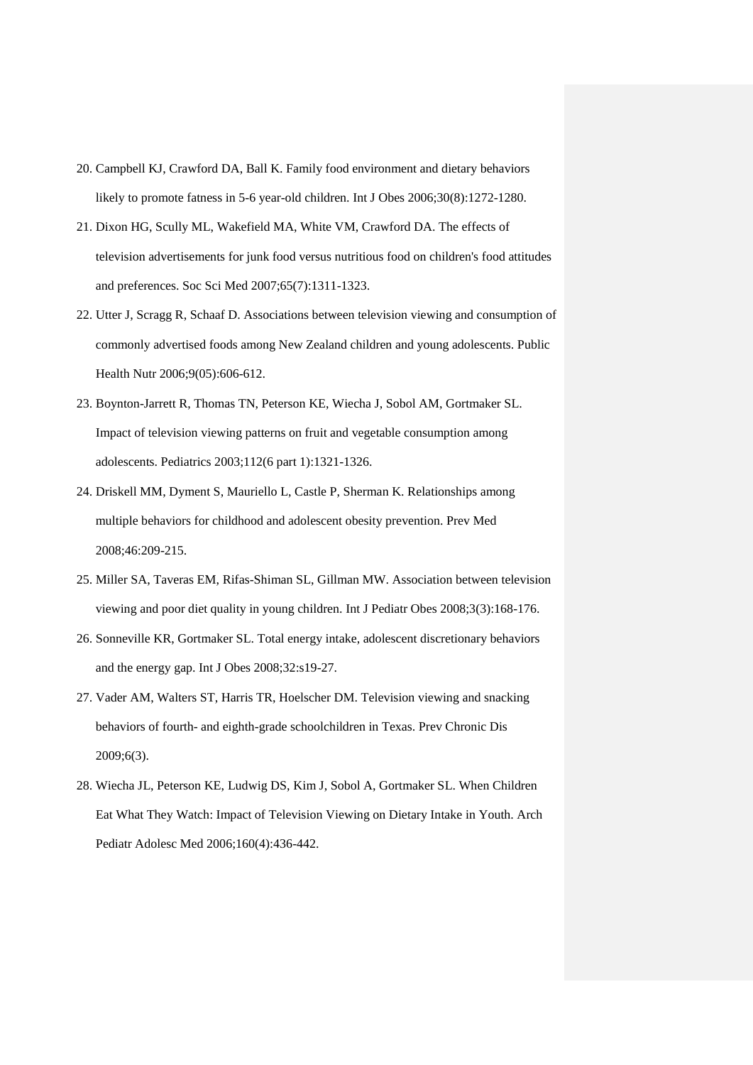20. Campbell KJ, Crawford DA, Ball K. Family food environment and dietary behaviors likely to promote fatness in 5-6 year-old children. Int J Obes 2006;30(8):1272-1280.
21. Dixon HG, Scully ML, Wakefield MA, White VM, Crawford DA. The effects of television advertisements for junk food versus nutritious food on children's food attitudes and preferences. Soc Sci Med 2007;65(7):1311-1323.
22. Utter J, Scragg R, Schaaf D. Associations between television viewing and consumption of commonly advertised foods among New Zealand children and young adolescents. Public Health Nutr 2006;9(05):606-612.
23. Boynton-Jarrett R, Thomas TN, Peterson KE, Wiecha J, Sobol AM, Gortmaker SL. Impact of television viewing patterns on fruit and vegetable consumption among adolescents. Pediatrics 2003;112(6 part 1):1321-1326.
24. Driskell MM, Dyment S, Mauriello L, Castle P, Sherman K. Relationships among multiple behaviors for childhood and adolescent obesity prevention. Prev Med 2008;46:209-215.
25. Miller SA, Taveras EM, Rifas-Shiman SL, Gillman MW. Association between television viewing and poor diet quality in young children. Int J Pediatr Obes 2008;3(3):168-176.
26. Sonneville KR, Gortmaker SL. Total energy intake, adolescent discretionary behaviors and the energy gap. Int J Obes 2008;32:s19-27.
27. Vader AM, Walters ST, Harris TR, Hoelscher DM. Television viewing and snacking behaviors of fourth- and eighth-grade schoolchildren in Texas. Prev Chronic Dis 2009;6(3).
28. Wiecha JL, Peterson KE, Ludwig DS, Kim J, Sobol A, Gortmaker SL. When Children Eat What They Watch: Impact of Television Viewing on Dietary Intake in Youth. Arch Pediatr Adolesc Med 2006;160(4):436-442.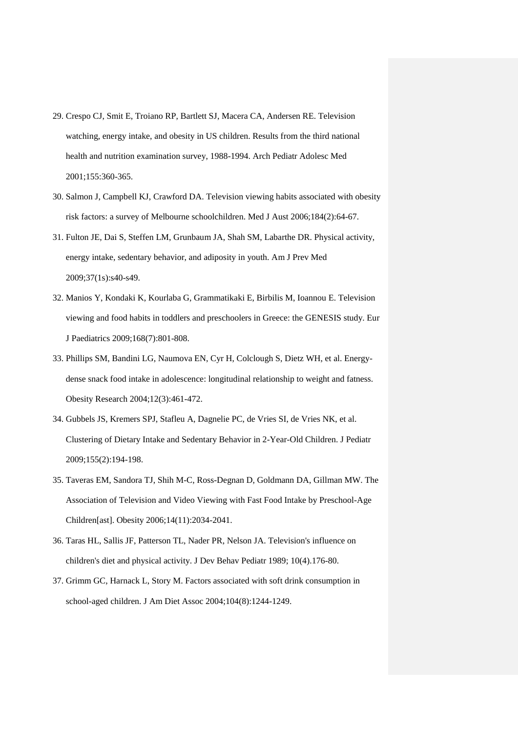29. Crespo CJ, Smit E, Troiano RP, Bartlett SJ, Macera CA, Andersen RE. Television watching, energy intake, and obesity in US children. Results from the third national health and nutrition examination survey, 1988-1994. Arch Pediatr Adolesc Med 2001;155:360-365.

30. Salmon J, Campbell KJ, Crawford DA. Television viewing habits associated with obesity risk factors: a survey of Melbourne schoolchildren. Med J Aust 2006;184(2):64-67.

31. Fulton JE, Dai S, Steffen LM, Grunbaum JA, Shah SM, Labarthe DR. Physical activity, energy intake, sedentary behavior, and adiposity in youth. Am J Prev Med 2009;37(1s):s40-s49.

32. Manios Y, Kondaki K, Kourlaba G, Grammatikaki E, Birbilis M, Ioannou E. Television viewing and food habits in toddlers and preschoolers in Greece: the GENESIS study. Eur J Paediatrics 2009;168(7):801-808.

33. Phillips SM, Bandini LG, Naumova EN, Cyr H, Colclough S, Dietz WH, et al. Energy-dense snack food intake in adolescence: longitudinal relationship to weight and fatness. Obesity Research 2004;12(3):461-472.

34. Gubbels JS, Kremers SPJ, Stafleu A, Dagnelie PC, de Vries SI, de Vries NK, et al. Clustering of Dietary Intake and Sedentary Behavior in 2-Year-Old Children. J Pediatr 2009;155(2):194-198.

35. Taveras EM, Sandora TJ, Shih M-C, Ross-Degnan D, Goldmann DA, Gillman MW. The Association of Television and Video Viewing with Fast Food Intake by Preschool-Age Children[ast]. Obesity 2006;14(11):2034-2041.

36. Taras HL, Sallis JF, Patterson TL, Nader PR, Nelson JA. Television's influence on children's diet and physical activity. J Dev Behav Pediatr 1989; 10(4).176-80.

37. Grimm GC, Harnack L, Story M. Factors associated with soft drink consumption in school-aged children. J Am Diet Assoc 2004;104(8):1244-1249.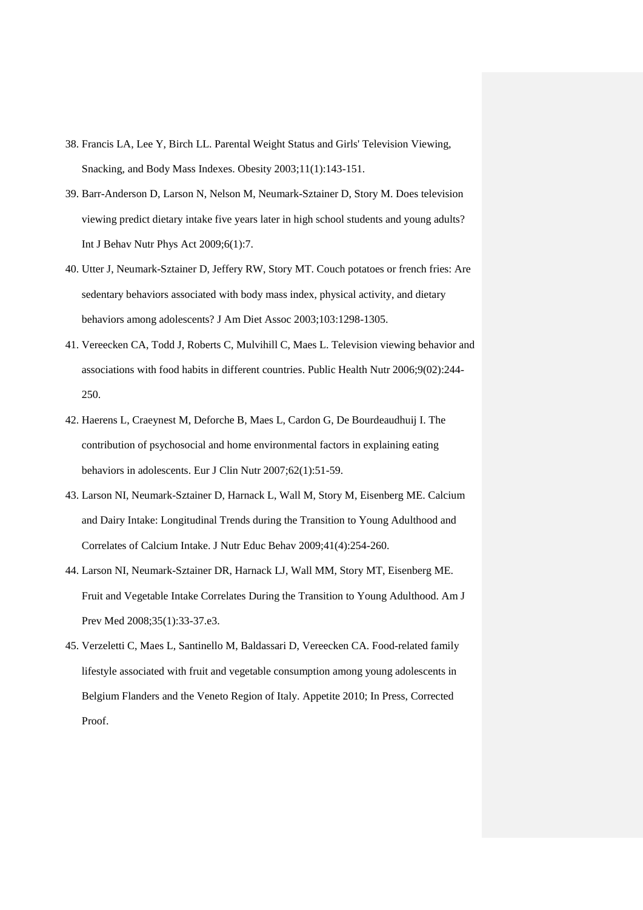38. Francis LA, Lee Y, Birch LL. Parental Weight Status and Girls' Television Viewing, Snacking, and Body Mass Indexes. Obesity 2003;11(1):143-151.
39. Barr-Anderson D, Larson N, Nelson M, Neumark-Sztainer D, Story M. Does television viewing predict dietary intake five years later in high school students and young adults? Int J Behav Nutr Phys Act 2009;6(1):7.
40. Utter J, Neumark-Sztainer D, Jeffery RW, Story MT. Couch potatoes or french fries: Are sedentary behaviors associated with body mass index, physical activity, and dietary behaviors among adolescents? J Am Diet Assoc 2003;103:1298-1305.
41. Vereecken CA, Todd J, Roberts C, Mulvihill C, Maes L. Television viewing behavior and associations with food habits in different countries. Public Health Nutr 2006;9(02):244-250.
42. Haerens L, Craeynest M, Deforche B, Maes L, Cardon G, De Bourdeaudhuij I. The contribution of psychosocial and home environmental factors in explaining eating behaviors in adolescents. Eur J Clin Nutr 2007;62(1):51-59.
43. Larson NI, Neumark-Sztainer D, Harnack L, Wall M, Story M, Eisenberg ME. Calcium and Dairy Intake: Longitudinal Trends during the Transition to Young Adulthood and Correlates of Calcium Intake. J Nutr Educ Behav 2009;41(4):254-260.
44. Larson NI, Neumark-Sztainer DR, Harnack LJ, Wall MM, Story MT, Eisenberg ME. Fruit and Vegetable Intake Correlates During the Transition to Young Adulthood. Am J Prev Med 2008;35(1):33-37.e3.
45. Verzeletti C, Maes L, Santinello M, Baldassari D, Vereecken CA. Food-related family lifestyle associated with fruit and vegetable consumption among young adolescents in Belgium Flanders and the Veneto Region of Italy. Appetite 2010; In Press, Corrected Proof.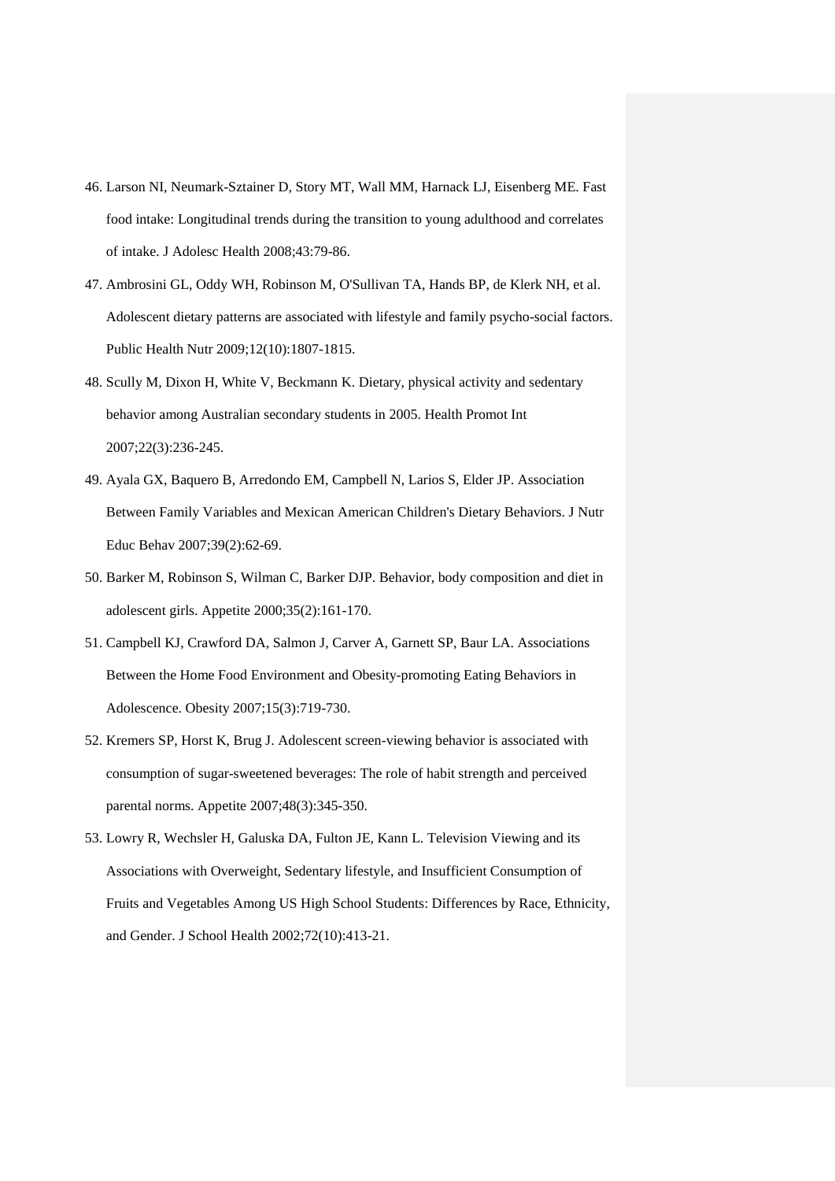46. Larson NI, Neumark-Sztainer D, Story MT, Wall MM, Harnack LJ, Eisenberg ME. Fast food intake: Longitudinal trends during the transition to young adulthood and correlates of intake. J Adolesc Health 2008;43:79-86.
47. Ambrosini GL, Oddy WH, Robinson M, O'Sullivan TA, Hands BP, de Klerk NH, et al. Adolescent dietary patterns are associated with lifestyle and family psycho-social factors. Public Health Nutr 2009;12(10):1807-1815.
48. Scully M, Dixon H, White V, Beckmann K. Dietary, physical activity and sedentary behavior among Australian secondary students in 2005. Health Promot Int 2007;22(3):236-245.
49. Ayala GX, Baquero B, Arredondo EM, Campbell N, Larios S, Elder JP. Association Between Family Variables and Mexican American Children's Dietary Behaviors. J Nutr Educ Behav 2007;39(2):62-69.
50. Barker M, Robinson S, Wilman C, Barker DJP. Behavior, body composition and diet in adolescent girls. Appetite 2000;35(2):161-170.
51. Campbell KJ, Crawford DA, Salmon J, Carver A, Garnett SP, Baur LA. Associations Between the Home Food Environment and Obesity-promoting Eating Behaviors in Adolescence. Obesity 2007;15(3):719-730.
52. Kremers SP, Horst K, Brug J. Adolescent screen-viewing behavior is associated with consumption of sugar-sweetened beverages: The role of habit strength and perceived parental norms. Appetite 2007;48(3):345-350.
53. Lowry R, Wechsler H, Galuska DA, Fulton JE, Kann L. Television Viewing and its Associations with Overweight, Sedentary lifestyle, and Insufficient Consumption of Fruits and Vegetables Among US High School Students: Differences by Race, Ethnicity, and Gender. J School Health 2002;72(10):413-21.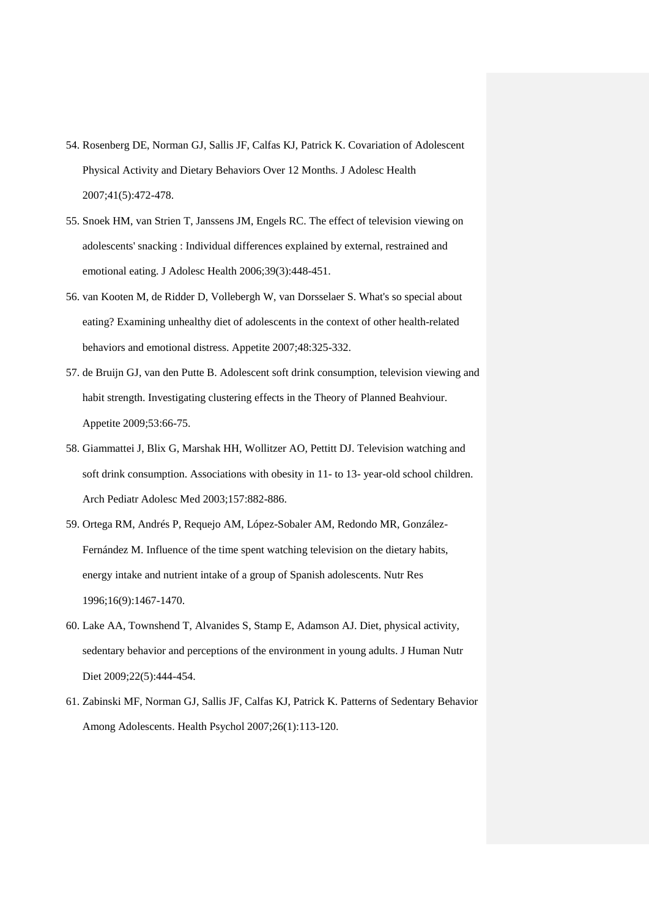54. Rosenberg DE, Norman GJ, Sallis JF, Calfas KJ, Patrick K. Covariation of Adolescent Physical Activity and Dietary Behaviors Over 12 Months. J Adolesc Health 2007;41(5):472-478.
55. Snoek HM, van Strien T, Janssens JM, Engels RC. The effect of television viewing on adolescents' snacking : Individual differences explained by external, restrained and emotional eating. J Adolesc Health 2006;39(3):448-451.
56. van Kooten M, de Ridder D, Vollebergh W, van Dorsselaer S. What's so special about eating? Examining unhealthy diet of adolescents in the context of other health-related behaviors and emotional distress. Appetite 2007;48:325-332.
57. de Bruijn GJ, van den Putte B. Adolescent soft drink consumption, television viewing and habit strength. Investigating clustering effects in the Theory of Planned Beahviour. Appetite 2009;53:66-75.
58. Giammattei J, Blix G, Marshak HH, Wollitzer AO, Pettitt DJ. Television watching and soft drink consumption. Associations with obesity in 11- to 13- year-old school children. Arch Pediatr Adolesc Med 2003;157:882-886.
59. Ortega RM, Andrés P, Requejo AM, López-Sobaler AM, Redondo MR, González-Fernández M. Influence of the time spent watching television on the dietary habits, energy intake and nutrient intake of a group of Spanish adolescents. Nutr Res 1996;16(9):1467-1470.
60. Lake AA, Townshend T, Alvanides S, Stamp E, Adamson AJ. Diet, physical activity, sedentary behavior and perceptions of the environment in young adults. J Human Nutr Diet 2009;22(5):444-454.
61. Zabinski MF, Norman GJ, Sallis JF, Calfas KJ, Patrick K. Patterns of Sedentary Behavior Among Adolescents. Health Psychol 2007;26(1):113-120.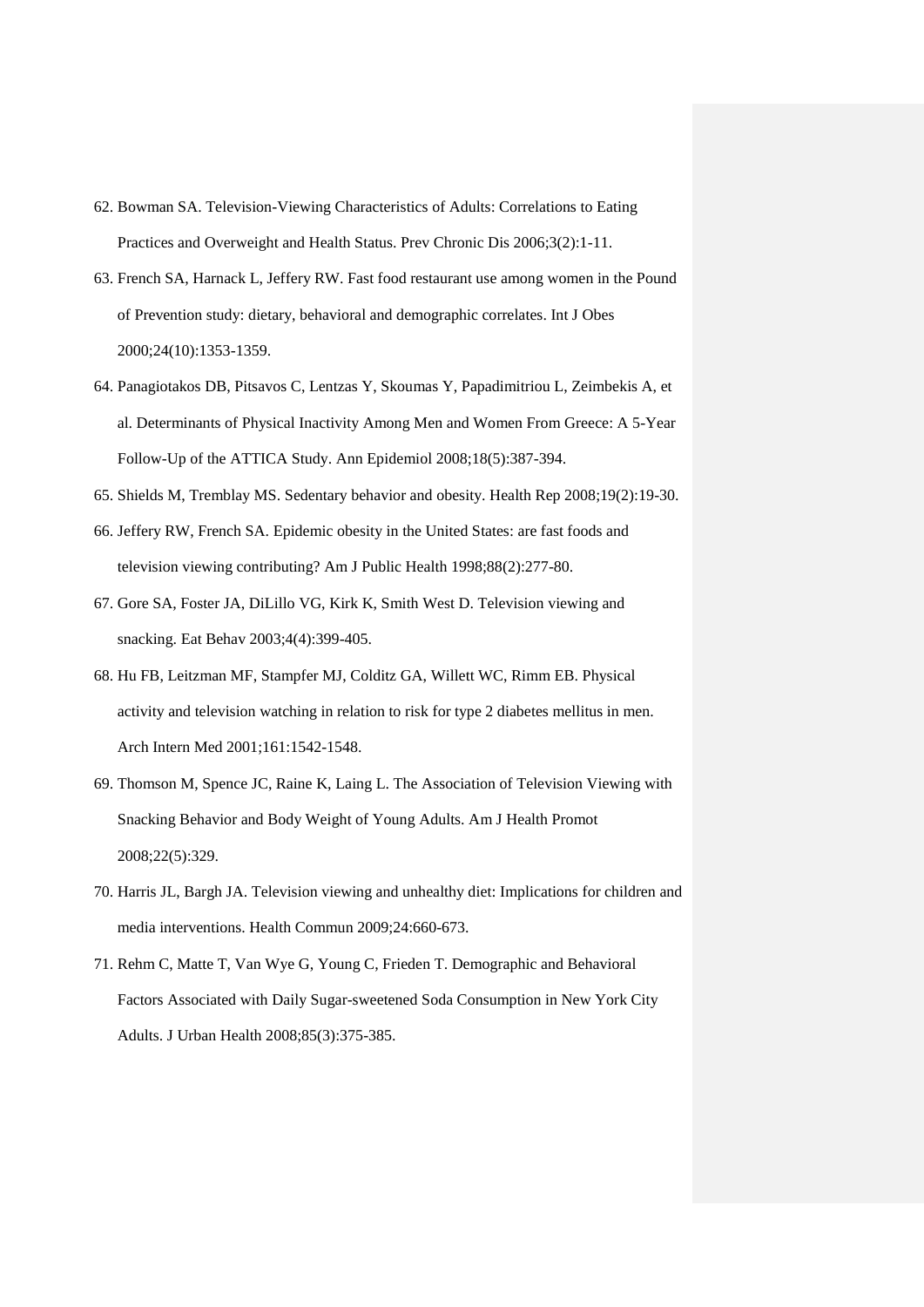62. Bowman SA. Television-Viewing Characteristics of Adults: Correlations to Eating Practices and Overweight and Health Status. Prev Chronic Dis 2006;3(2):1-11.
63. French SA, Harnack L, Jeffery RW. Fast food restaurant use among women in the Pound of Prevention study: dietary, behavioral and demographic correlates. Int J Obes 2000;24(10):1353-1359.
64. Panagiotakos DB, Pitsavos C, Lentzas Y, Skoumas Y, Papadimitriou L, Zeimbekis A, et al. Determinants of Physical Inactivity Among Men and Women From Greece: A 5-Year Follow-Up of the ATTICA Study. Ann Epidemiol 2008;18(5):387-394.
65. Shields M, Tremblay MS. Sedentary behavior and obesity. Health Rep 2008;19(2):19-30.
66. Jeffery RW, French SA. Epidemic obesity in the United States: are fast foods and television viewing contributing? Am J Public Health 1998;88(2):277-80.
67. Gore SA, Foster JA, DiLillo VG, Kirk K, Smith West D. Television viewing and snacking. Eat Behav 2003;4(4):399-405.
68. Hu FB, Leitzman MF, Stampfer MJ, Colditz GA, Willett WC, Rimm EB. Physical activity and television watching in relation to risk for type 2 diabetes mellitus in men. Arch Intern Med 2001;161:1542-1548.
69. Thomson M, Spence JC, Raine K, Laing L. The Association of Television Viewing with Snacking Behavior and Body Weight of Young Adults. Am J Health Promot 2008;22(5):329.
70. Harris JL, Bargh JA. Television viewing and unhealthy diet: Implications for children and media interventions. Health Commun 2009;24:660-673.
71. Rehm C, Matte T, Van Wye G, Young C, Frieden T. Demographic and Behavioral Factors Associated with Daily Sugar-sweetened Soda Consumption in New York City Adults. J Urban Health 2008;85(3):375-385.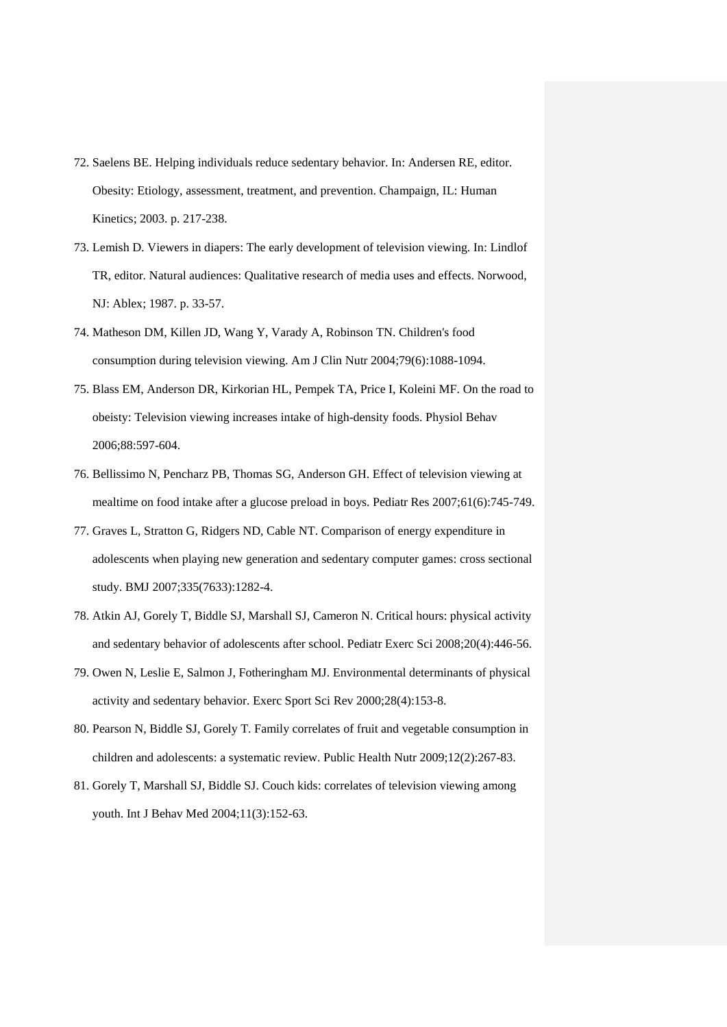72. Saelens BE. Helping individuals reduce sedentary behavior. In: Andersen RE, editor. Obesity: Etiology, assessment, treatment, and prevention. Champaign, IL: Human Kinetics; 2003. p. 217-238.
73. Lemish D. Viewers in diapers: The early development of television viewing. In: Lindlof TR, editor. Natural audiences: Qualitative research of media uses and effects. Norwood, NJ: Ablex; 1987. p. 33-57.
74. Matheson DM, Killen JD, Wang Y, Varady A, Robinson TN. Children's food consumption during television viewing. Am J Clin Nutr 2004;79(6):1088-1094.
75. Blass EM, Anderson DR, Kirkorian HL, Pempek TA, Price I, Koleini MF. On the road to obeisty: Television viewing increases intake of high-density foods. Physiol Behav 2006;88:597-604.
76. Bellissimo N, Pencharz PB, Thomas SG, Anderson GH. Effect of television viewing at mealtime on food intake after a glucose preload in boys. Pediatr Res 2007;61(6):745-749.
77. Graves L, Stratton G, Ridgers ND, Cable NT. Comparison of energy expenditure in adolescents when playing new generation and sedentary computer games: cross sectional study. BMJ 2007;335(7633):1282-4.
78. Atkin AJ, Gorely T, Biddle SJ, Marshall SJ, Cameron N. Critical hours: physical activity and sedentary behavior of adolescents after school. Pediatr Exerc Sci 2008;20(4):446-56.
79. Owen N, Leslie E, Salmon J, Fotheringham MJ. Environmental determinants of physical activity and sedentary behavior. Exerc Sport Sci Rev 2000;28(4):153-8.
80. Pearson N, Biddle SJ, Gorely T. Family correlates of fruit and vegetable consumption in children and adolescents: a systematic review. Public Health Nutr 2009;12(2):267-83.
81. Gorely T, Marshall SJ, Biddle SJ. Couch kids: correlates of television viewing among youth. Int J Behav Med 2004;11(3):152-63.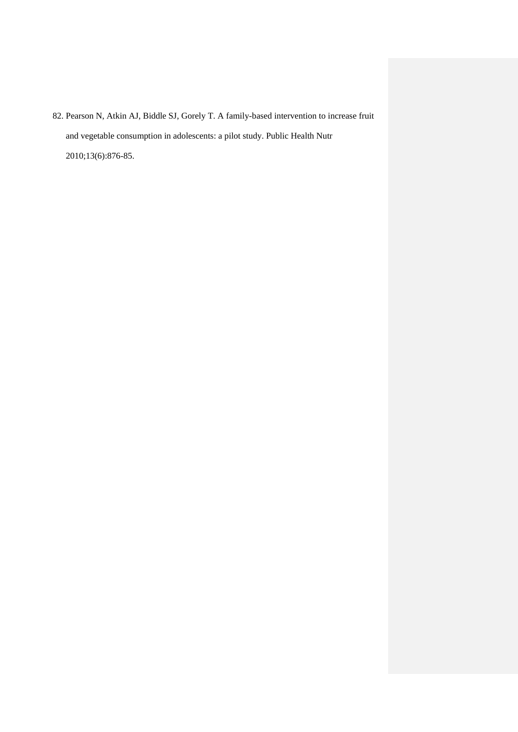82. Pearson N, Atkin AJ, Biddle SJ, Gorely T. A family-based intervention to increase fruit and vegetable consumption in adolescents: a pilot study. Public Health Nutr 2010;13(6):876-85.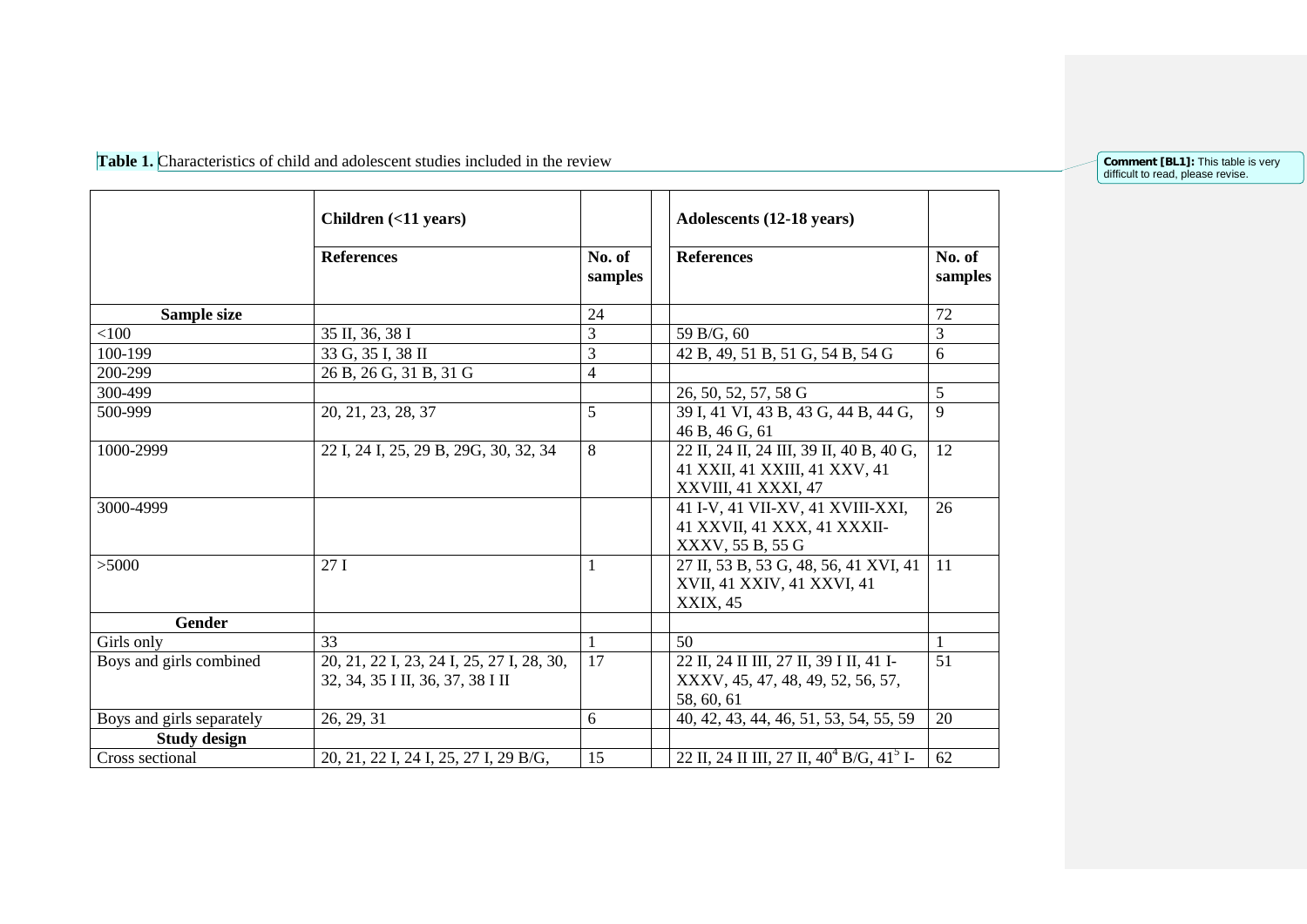**Table 1.** Characteristics of child and adolescent studies included in the review

Comment [BL1]: This table is very difficult to read, please revise.

| | Children (<11 years) | | | Adolescents (12-18 years) | |
|---|---|---|---|---|---|
| | References | No. of samples | | References | No. of samples |
| **Sample size** | | 24 | | | 72 |
| <100 | 35 II, 36, 38 I | 3 | | 59 B/G, 60 | 3 |
| 100-199 | 33 G, 35 I, 38 II | 3 | | 42 B, 49, 51 B, 51 G, 54 B, 54 G | 6 |
| 200-299 | 26 B, 26 G, 31 B, 31 G | 4 | | | |
| 300-499 | | | | 26, 50, 52, 57, 58 G | 5 |
| 500-999 | 20, 21, 23, 28, 37 | 5 | | 39 I, 41 VI, 43 B, 43 G, 44 B, 44 G, 46 B, 46 G, 61 | 9 |
| 1000-2999 | 22 I, 24 I, 25, 29 B, 29G, 30, 32, 34 | 8 | | 22 II, 24 II, 24 III, 39 II, 40 B, 40 G, 41 XXII, 41 XXIII, 41 XXV, 41 XXVIII, 41 XXXI, 47 | 12 |
| 3000-4999 | | | | 41 I-V, 41 VII-XV, 41 XVIII-XXI, 41 XXVII, 41 XXX, 41 XXXII-XXXV, 55 B, 55 G | 26 |
| >5000 | 27 I | 1 | | 27 II, 53 B, 53 G, 48, 56, 41 XVI, 41 XVII, 41 XXIV, 41 XXVI, 41 XXIX, 45 | 11 |
| **Gender** | | | | | |
| Girls only | 33 | 1 | | 50 | 1 |
| Boys and girls combined | 20, 21, 22 I, 23, 24 I, 25, 27 I, 28, 30, 32, 34, 35 I II, 36, 37, 38 I II | 17 | | 22 II, 24 II III, 27 II, 39 I II, 41 I-XXXV, 45, 47, 48, 49, 52, 56, 57, 58, 60, 61 | 51 |
| Boys and girls separately | 26, 29, 31 | 6 | | 40, 42, 43, 44, 46, 51, 53, 54, 55, 59 | 20 |
| **Study design** | | | | | |
| Cross sectional | 20, 21, 22 I, 24 I, 25, 27 I, 29 B/G, | 15 | | 22 II, 24 II III, 27 II, 40[4] B/G, 41[5] I- | 62 |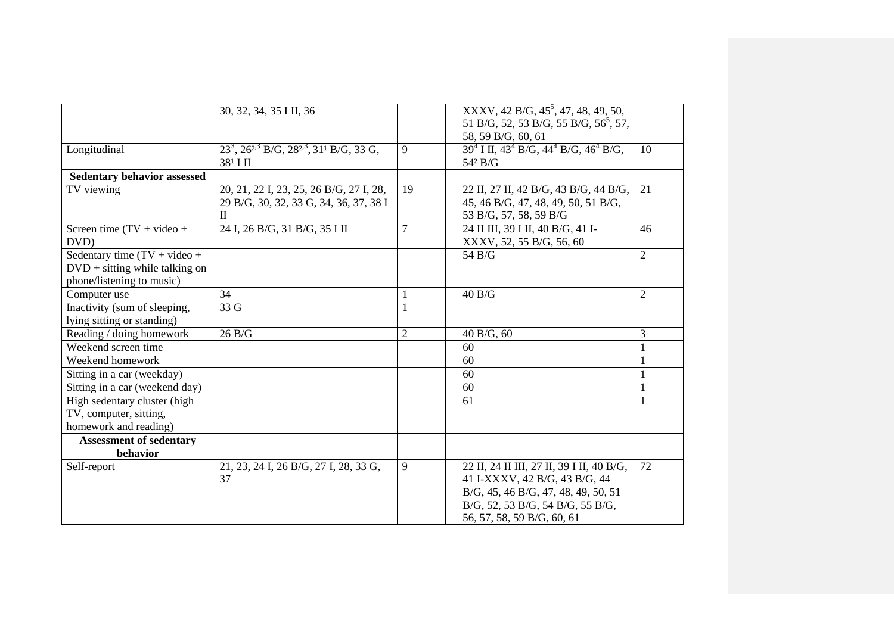|  |  |  |  |  |  |
|---|---|---|---|---|---|
|  | 30, 32, 34, 35 I II, 36 |  |  | XXXV, 42 B/G, 45[5], 47, 48, 49, 50, 51 B/G, 52, 53 B/G, 55 B/G, 56[5], 57, 58, 59 B/G, 60, 61 |  |
| Longitudinal | 23[3], 26[2,3] B/G, 28[2,3], 31[1] B/G, 33 G, 38[1] I II | 9 |  | 39[4] I II, 43[4] B/G, 44[4] B/G, 46[4] B/G, 54[2] B/G | 10 |
| **Sedentary behavior assessed** |  |  |  |  |  |
| TV viewing | 20, 21, 22 I, 23, 25, 26 B/G, 27 I, 28, 29 B/G, 30, 32, 33 G, 34, 36, 37, 38 I II | 19 |  | 22 II, 27 II, 42 B/G, 43 B/G, 44 B/G, 45, 46 B/G, 47, 48, 49, 50, 51 B/G, 53 B/G, 57, 58, 59 B/G | 21 |
| Screen time (TV + video + DVD) | 24 I, 26 B/G, 31 B/G, 35 I II | 7 |  | 24 II III, 39 I II, 40 B/G, 41 I-XXXV, 52, 55 B/G, 56, 60 | 46 |
| Sedentary time (TV + video + DVD + sitting while talking on phone/listening to music) |  |  |  | 54 B/G | 2 |
| Computer use | 34 | 1 |  | 40 B/G | 2 |
| Inactivity (sum of sleeping, lying sitting or standing) | 33 G | 1 |  |  |  |
| Reading / doing homework | 26 B/G | 2 |  | 40 B/G, 60 | 3 |
| Weekend screen time |  |  |  | 60 | 1 |
| Weekend homework |  |  |  | 60 | 1 |
| Sitting in a car (weekday) |  |  |  | 60 | 1 |
| Sitting in a car (weekend day) |  |  |  | 60 | 1 |
| High sedentary cluster (high TV, computer, sitting, homework and reading) |  |  |  | 61 | 1 |
| **Assessment of sedentary behavior** |  |  |  |  |  |
| Self-report | 21, 23, 24 I, 26 B/G, 27 I, 28, 33 G, 37 | 9 |  | 22 II, 24 II III, 27 II, 39 I II, 40 B/G, 41 I-XXXV, 42 B/G, 43 B/G, 44 B/G, 45, 46 B/G, 47, 48, 49, 50, 51 B/G, 52, 53 B/G, 54 B/G, 55 B/G, 56, 57, 58, 59 B/G, 60, 61 | 72 |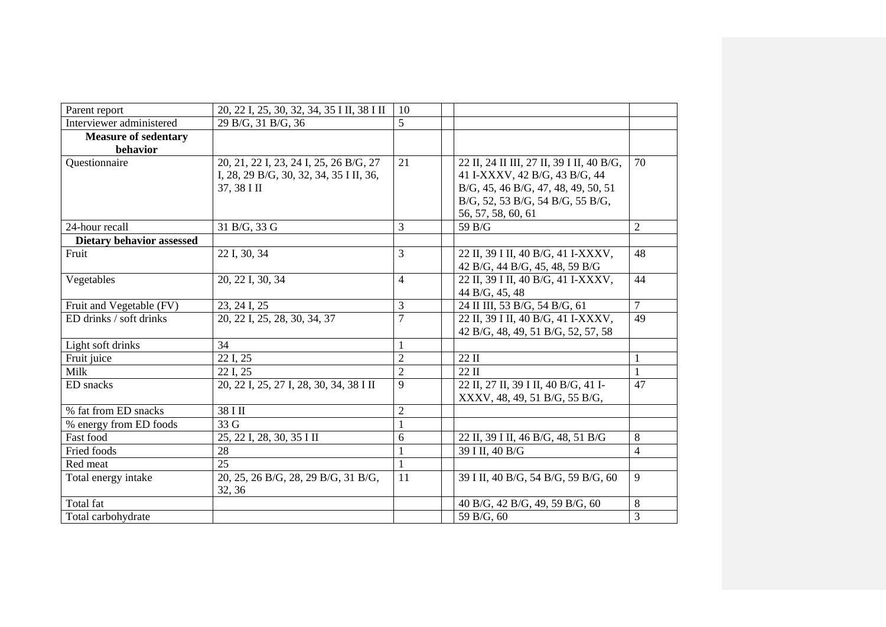| | | | | | |
|---|---|---|---|---|---|
| Parent report | 20, 22 I, 25, 30, 32, 34, 35 I II, 38 I II | 10 | | | |
| Interviewer administered | 29 B/G, 31 B/G, 36 | 5 | | | |
| **Measure of sedentary behavior** | | | | | |
| Questionnaire | 20, 21, 22 I, 23, 24 I, 25, 26 B/G, 27 I, 28, 29 B/G, 30, 32, 34, 35 I II, 36, 37, 38 I II | 21 | | 22 II, 24 II III, 27 II, 39 I II, 40 B/G, 41 I-XXXV, 42 B/G, 43 B/G, 44 B/G, 45, 46 B/G, 47, 48, 49, 50, 51 B/G, 52, 53 B/G, 54 B/G, 55 B/G, 56, 57, 58, 60, 61 | 70 |
| 24-hour recall | 31 B/G, 33 G | 3 | | 59 B/G | 2 |
| **Dietary behavior assessed** | | | | | |
| Fruit | 22 I, 30, 34 | 3 | | 22 II, 39 I II, 40 B/G, 41 I-XXXV, 42 B/G, 44 B/G, 45, 48, 59 B/G | 48 |
| Vegetables | 20, 22 I, 30, 34 | 4 | | 22 II, 39 I II, 40 B/G, 41 I-XXXV, 44 B/G, 45, 48 | 44 |
| Fruit and Vegetable (FV) | 23, 24 I, 25 | 3 | | 24 II III, 53 B/G, 54 B/G, 61 | 7 |
| ED drinks / soft drinks | 20, 22 I, 25, 28, 30, 34, 37 | 7 | | 22 II, 39 I II, 40 B/G, 41 I-XXXV, 42 B/G, 48, 49, 51 B/G, 52, 57, 58 | 49 |
| Light soft drinks | 34 | 1 | | | |
| Fruit juice | 22 I, 25 | 2 | | 22 II | 1 |
| Milk | 22 I, 25 | 2 | | 22 II | 1 |
| ED snacks | 20, 22 I, 25, 27 I, 28, 30, 34, 38 I II | 9 | | 22 II, 27 II, 39 I II, 40 B/G, 41 I-XXXV, 48, 49, 51 B/G, 55 B/G, | 47 |
| % fat from ED snacks | 38 I II | 2 | | | |
| % energy from ED foods | 33 G | 1 | | | |
| Fast food | 25, 22 I, 28, 30, 35 I II | 6 | | 22 II, 39 I II, 46 B/G, 48, 51 B/G | 8 |
| Fried foods | 28 | 1 | | 39 I II, 40 B/G | 4 |
| Red meat | 25 | 1 | | | |
| Total energy intake | 20, 25, 26 B/G, 28, 29 B/G, 31 B/G, 32, 36 | 11 | | 39 I II, 40 B/G, 54 B/G, 59 B/G, 60 | 9 |
| Total fat | | | | 40 B/G, 42 B/G, 49, 59 B/G, 60 | 8 |
| Total carbohydrate | | | | 59 B/G, 60 | 3 |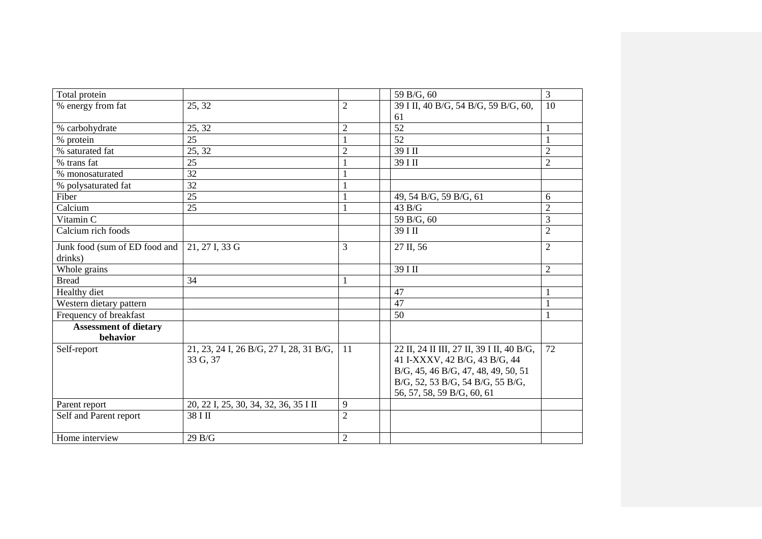| | | | | | |
|---|---|---|---|---|---|
| Total protein | | | | 59 B/G, 60 | 3 |
| % energy from fat | 25, 32 | 2 | | 39 I II, 40 B/G, 54 B/G, 59 B/G, 60, 61 | 10 |
| % carbohydrate | 25, 32 | 2 | | 52 | 1 |
| % protein | 25 | 1 | | 52 | 1 |
| % saturated fat | 25, 32 | 2 | | 39 I II | 2 |
| % trans fat | 25 | 1 | | 39 I II | 2 |
| % monosaturated | 32 | 1 | | | |
| % polysaturated fat | 32 | 1 | | | |
| Fiber | 25 | 1 | | 49, 54 B/G, 59 B/G, 61 | 6 |
| Calcium | 25 | 1 | | 43 B/G | 2 |
| Vitamin C | | | | 59 B/G, 60 | 3 |
| Calcium rich foods | | | | 39 I II | 2 |
| Junk food (sum of ED food and drinks) | 21, 27 I, 33 G | 3 | | 27 II, 56 | 2 |
| Whole grains | | | | 39 I II | 2 |
| Bread | 34 | 1 | | | |
| Healthy diet | | | | 47 | 1 |
| Western dietary pattern | | | | 47 | 1 |
| Frequency of breakfast | | | | 50 | 1 |
| **Assessment of dietary behavior** | | | | | |
| Self-report | 21, 23, 24 I, 26 B/G, 27 I, 28, 31 B/G, 33 G, 37 | 11 | | 22 II, 24 II III, 27 II, 39 I II, 40 B/G, 41 I-XXXV, 42 B/G, 43 B/G, 44 B/G, 45, 46 B/G, 47, 48, 49, 50, 51 B/G, 52, 53 B/G, 54 B/G, 55 B/G, 56, 57, 58, 59 B/G, 60, 61 | 72 |
| Parent report | 20, 22 I, 25, 30, 34, 32, 36, 35 I II | 9 | | | |
| Self and Parent report | 38 I II | 2 | | | |
| Home interview | 29 B/G | 2 | | | |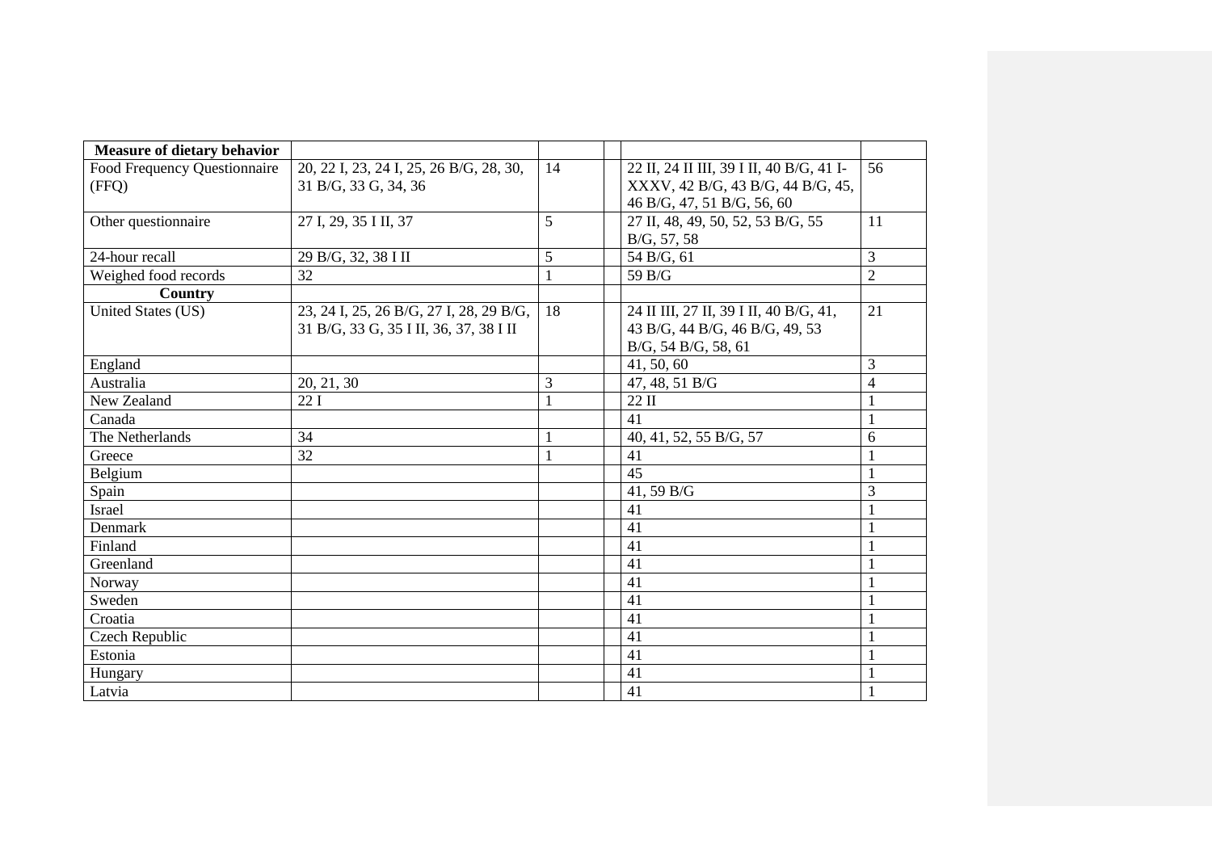| Measure of dietary behavior | | | | | |
|---|---|---|---|---|---|
| Food Frequency Questionnaire (FFQ) | 20, 22 I, 23, 24 I, 25, 26 B/G, 28, 30, 31 B/G, 33 G, 34, 36 | 14 | | 22 II, 24 II III, 39 I II, 40 B/G, 41 I-XXXV, 42 B/G, 43 B/G, 44 B/G, 45, 46 B/G, 47, 51 B/G, 56, 60 | 56 |
| Other questionnaire | 27 I, 29, 35 I II, 37 | 5 | | 27 II, 48, 49, 50, 52, 53 B/G, 55 B/G, 57, 58 | 11 |
| 24-hour recall | 29 B/G, 32, 38 I II | 5 | | 54 B/G, 61 | 3 |
| Weighed food records | 32 | 1 | | 59 B/G | 2 |
| **Country** | | | | | |
| United States (US) | 23, 24 I, 25, 26 B/G, 27 I, 28, 29 B/G, 31 B/G, 33 G, 35 I II, 36, 37, 38 I II | 18 | | 24 II III, 27 II, 39 I II, 40 B/G, 41, 43 B/G, 44 B/G, 46 B/G, 49, 53 B/G, 54 B/G, 58, 61 | 21 |
| England | | | | 41, 50, 60 | 3 |
| Australia | 20, 21, 30 | 3 | | 47, 48, 51 B/G | 4 |
| New Zealand | 22 I | 1 | | 22 II | 1 |
| Canada | | | | 41 | 1 |
| The Netherlands | 34 | 1 | | 40, 41, 52, 55 B/G, 57 | 6 |
| Greece | 32 | 1 | | 41 | 1 |
| Belgium | | | | 45 | 1 |
| Spain | | | | 41, 59 B/G | 3 |
| Israel | | | | 41 | 1 |
| Denmark | | | | 41 | 1 |
| Finland | | | | 41 | 1 |
| Greenland | | | | 41 | 1 |
| Norway | | | | 41 | 1 |
| Sweden | | | | 41 | 1 |
| Croatia | | | | 41 | 1 |
| Czech Republic | | | | 41 | 1 |
| Estonia | | | | 41 | 1 |
| Hungary | | | | 41 | 1 |
| Latvia | | | | 41 | 1 |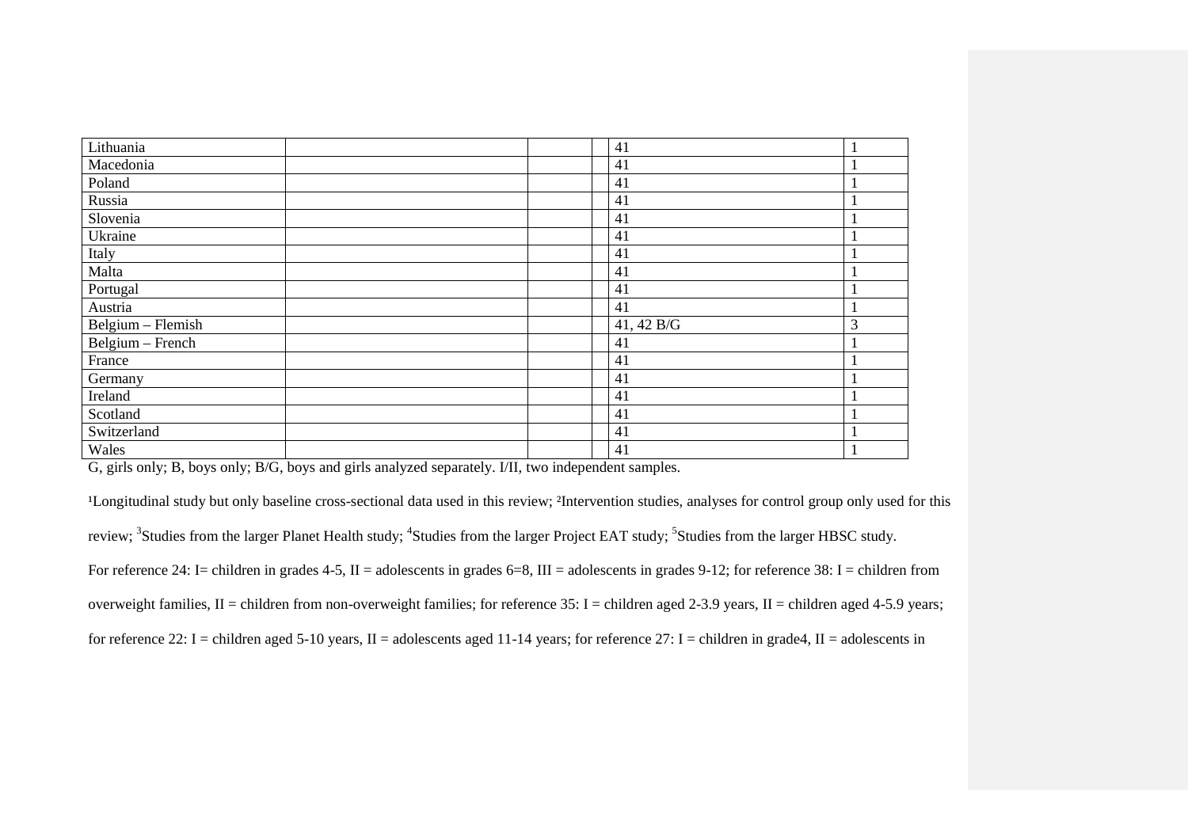| | | | | | |
|---|---|---|---|---|---|
| Lithuania | | | | 41 | 1 |
| Macedonia | | | | 41 | 1 |
| Poland | | | | 41 | 1 |
| Russia | | | | 41 | 1 |
| Slovenia | | | | 41 | 1 |
| Ukraine | | | | 41 | 1 |
| Italy | | | | 41 | 1 |
| Malta | | | | 41 | 1 |
| Portugal | | | | 41 | 1 |
| Austria | | | | 41 | 1 |
| Belgium – Flemish | | | | 41, 42 B/G | 3 |
| Belgium – French | | | | 41 | 1 |
| France | | | | 41 | 1 |
| Germany | | | | 41 | 1 |
| Ireland | | | | 41 | 1 |
| Scotland | | | | 41 | 1 |
| Switzerland | | | | 41 | 1 |
| Wales | | | | 41 | 1 |

G, girls only; B, boys only; B/G, boys and girls analyzed separately. I/II, two independent samples.

[1]Longitudinal study but only baseline cross-sectional data used in this review; [2]Intervention studies, analyses for control group only used for this review; [3]Studies from the larger Planet Health study; [4]Studies from the larger Project EAT study; [5]Studies from the larger HBSC study.

For reference 24: I= children in grades 4-5, II = adolescents in grades 6=8, III = adolescents in grades 9-12; for reference 38: I = children from overweight families, II = children from non-overweight families; for reference 35: I = children aged 2-3.9 years, II = children aged 4-5.9 years; for reference 22: I = children aged 5-10 years, II = adolescents aged 11-14 years; for reference 27: I = children in grade4, II = adolescents in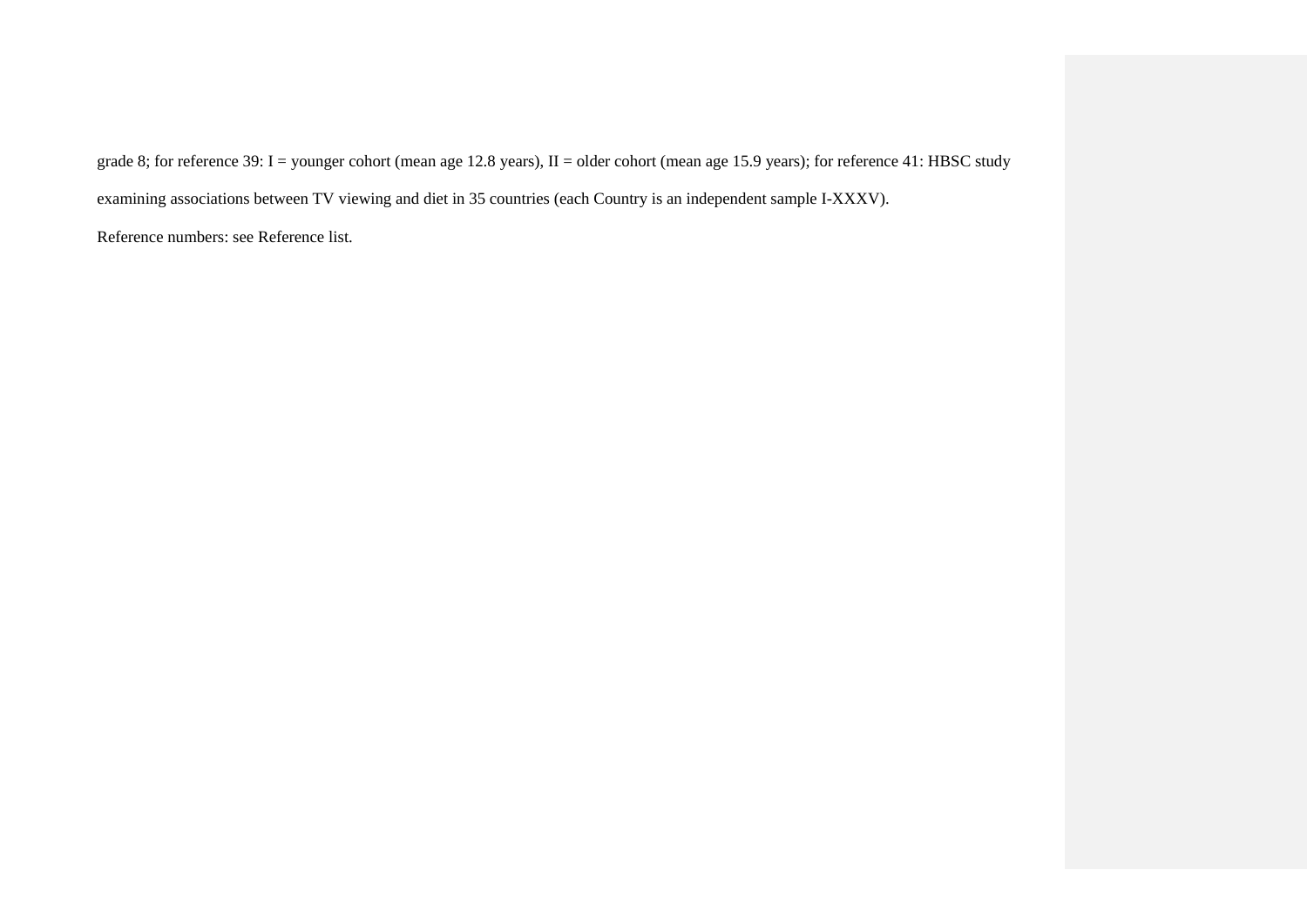grade 8; for reference 39: I = younger cohort (mean age 12.8 years), II = older cohort (mean age 15.9 years); for reference 41: HBSC study examining associations between TV viewing and diet in 35 countries (each Country is an independent sample I-XXXV).

Reference numbers: see Reference list.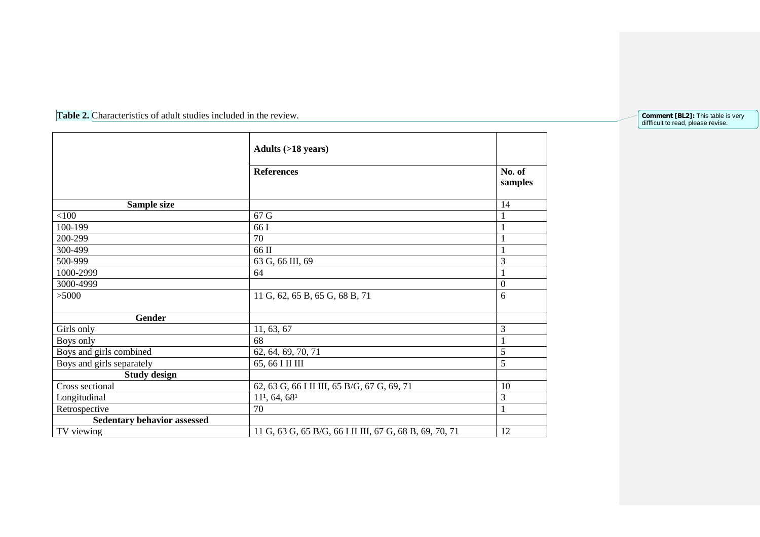**Table 2.** Characteristics of adult studies included in the review.

| | Adults (>18 years) | |
|---|---|---|
| | **References** | **No. of samples** |
| **Sample size** | | 14 |
| <100 | 67 G | 1 |
| 100-199 | 66 I | 1 |
| 200-299 | 70 | 1 |
| 300-499 | 66 II | 1 |
| 500-999 | 63 G, 66 III, 69 | 3 |
| 1000-2999 | 64 | 1 |
| 3000-4999 | | 0 |
| >5000 | 11 G, 62, 65 B, 65 G, 68 B, 71 | 6 |
| **Gender** | | |
| Girls only | 11, 63, 67 | 3 |
| Boys only | 68 | 1 |
| Boys and girls combined | 62, 64, 69, 70, 71 | 5 |
| Boys and girls separately | 65, 66 I II III | 5 |
| **Study design** | | |
| Cross sectional | 62, 63 G, 66 I II III, 65 B/G, 67 G, 69, 71 | 10 |
| Longitudinal | 11[1], 64, 68[1] | 3 |
| Retrospective | 70 | 1 |
| **Sedentary behavior assessed** | | |
| TV viewing | 11 G, 63 G, 65 B/G, 66 I II III, 67 G, 68 B, 69, 70, 71 | 12 |

**Comment [BL2]:** This table is very diffficult to read, please revise.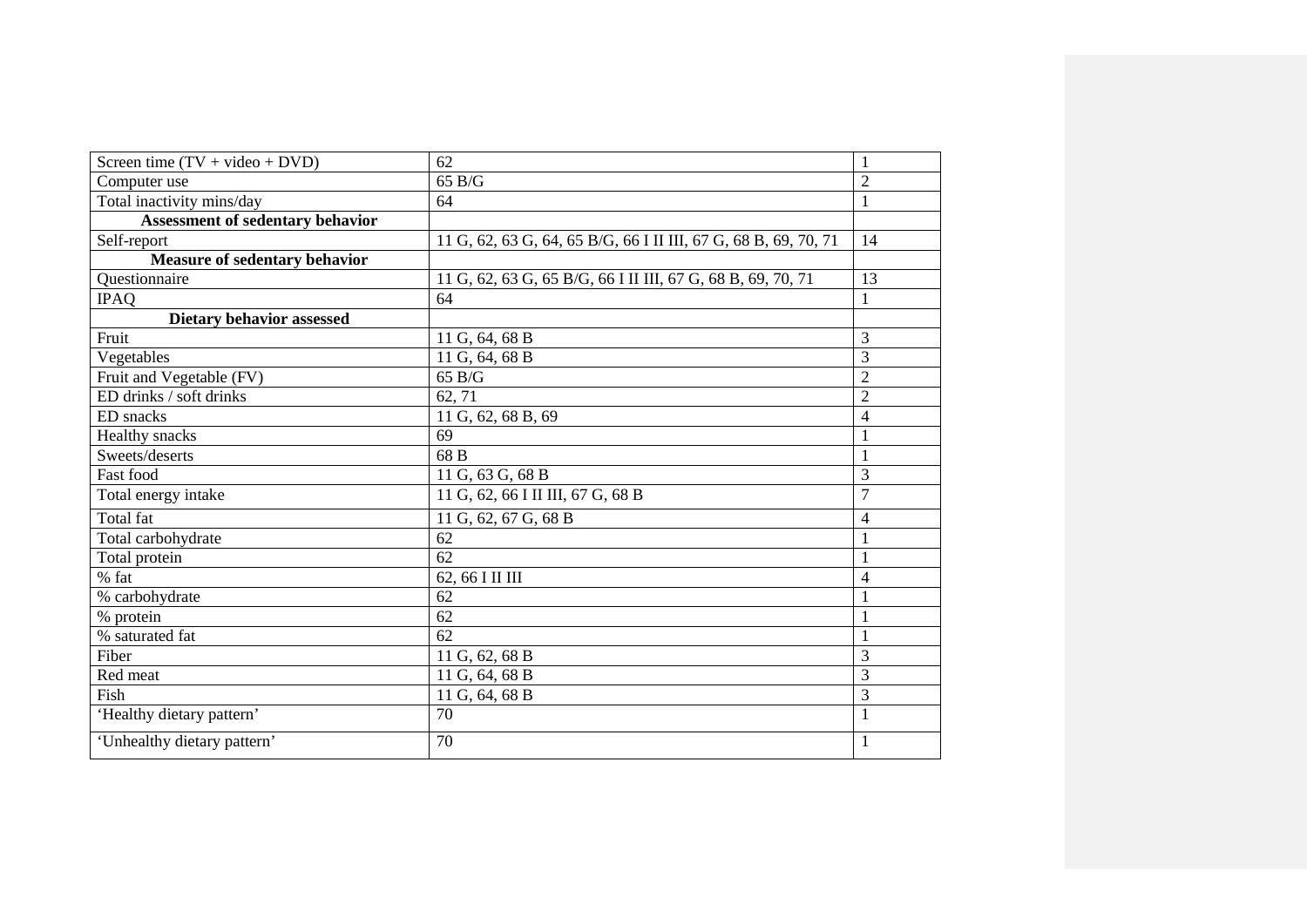| Screen time (TV + video + DVD) | 62 | 1 |
|---|---|---|
| Computer use | 65 B/G | 2 |
| Total inactivity mins/day | 64 | 1 |
| **Assessment of sedentary behavior** | | |
| Self-report | 11 G, 62, 63 G, 64, 65 B/G, 66 I II III, 67 G, 68 B, 69, 70, 71 | 14 |
| **Measure of sedentary behavior** | | |
| Questionnaire | 11 G, 62, 63 G, 65 B/G, 66 I II III, 67 G, 68 B, 69, 70, 71 | 13 |
| IPAQ | 64 | 1 |
| **Dietary behavior assessed** | | |
| Fruit | 11 G, 64, 68 B | 3 |
| Vegetables | 11 G, 64, 68 B | 3 |
| Fruit and Vegetable (FV) | 65 B/G | 2 |
| ED drinks / soft drinks | 62, 71 | 2 |
| ED snacks | 11 G, 62, 68 B, 69 | 4 |
| Healthy snacks | 69 | 1 |
| Sweets/deserts | 68 B | 1 |
| Fast food | 11 G, 63 G, 68 B | 3 |
| Total energy intake | 11 G, 62, 66 I II III, 67 G, 68 B | 7 |
| Total fat | 11 G, 62, 67 G, 68 B | 4 |
| Total carbohydrate | 62 | 1 |
| Total protein | 62 | 1 |
| % fat | 62, 66 I II III | 4 |
| % carbohydrate | 62 | 1 |
| % protein | 62 | 1 |
| % saturated fat | 62 | 1 |
| Fiber | 11 G, 62, 68 B | 3 |
| Red meat | 11 G, 64, 68 B | 3 |
| Fish | 11 G, 64, 68 B | 3 |
| 'Healthy dietary pattern' | 70 | 1 |
| 'Unhealthy dietary pattern' | 70 | 1 |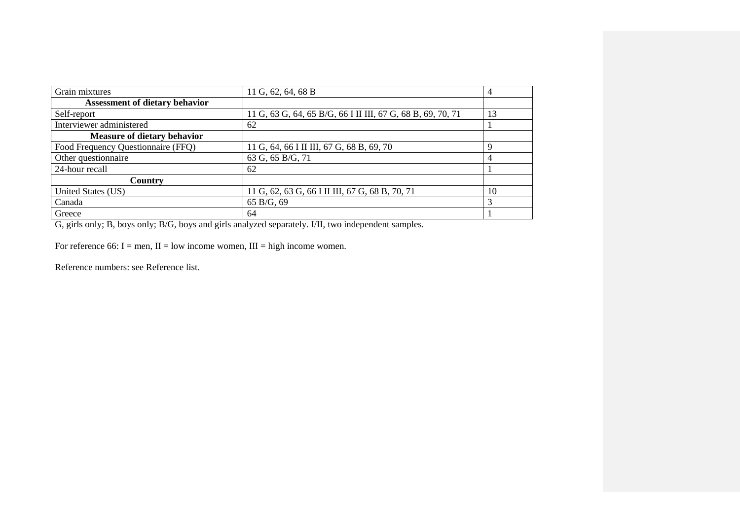| | | |
|---|---|---|
| Grain mixtures | 11 G, 62, 64, 68 B | 4 |
| **Assessment of dietary behavior** | | |
| Self-report | 11 G, 63 G, 64, 65 B/G, 66 I II III, 67 G, 68 B, 69, 70, 71 | 13 |
| Interviewer administered | 62 | 1 |
| **Measure of dietary behavior** | | |
| Food Frequency Questionnaire (FFQ) | 11 G, 64, 66 I II III, 67 G, 68 B, 69, 70 | 9 |
| Other questionnaire | 63 G, 65 B/G, 71 | 4 |
| 24-hour recall | 62 | 1 |
| **Country** | | |
| United States (US) | 11 G, 62, 63 G, 66 I II III, 67 G, 68 B, 70, 71 | 10 |
| Canada | 65 B/G, 69 | 3 |
| Greece | 64 | 1 |

G, girls only; B, boys only; B/G, boys and girls analyzed separately. I/II, two independent samples.

For reference 66: I = men, II = low income women, III = high income women.

Reference numbers: see Reference list.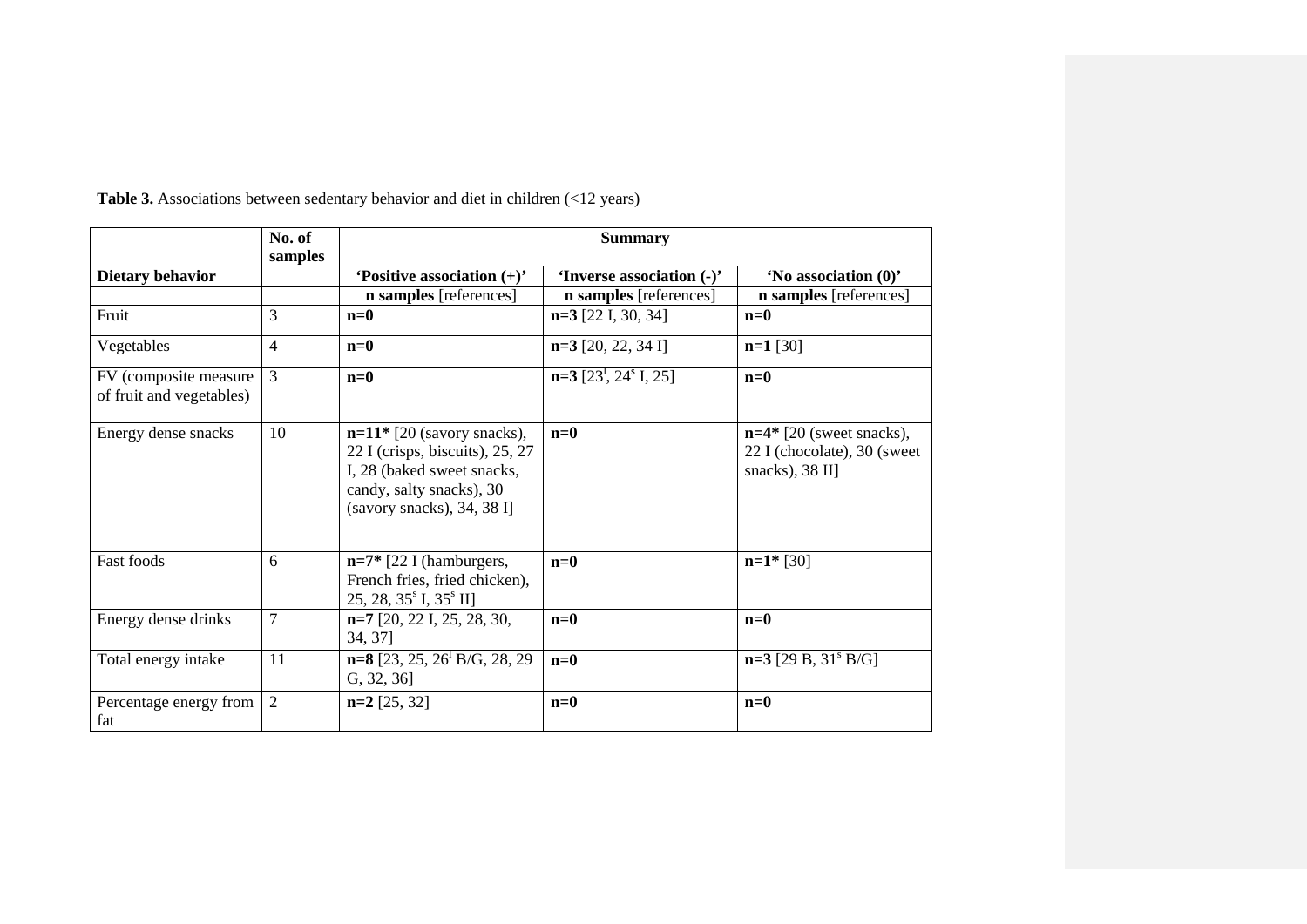**Table 3.** Associations between sedentary behavior and diet in children (<12 years)

| | No. of samples | Summary | | |
|---|---|---|---|---|
| **Dietary behavior** | | **'Positive association (+)'** | **'Inverse association (-)'** | **'No association (0)'** |
| | | **n samples** [references] | **n samples** [references] | **n samples** [references] |
| Fruit | 3 | **n=0** | **n=3** [22 I, 30, 34] | **n=0** |
| Vegetables | 4 | **n=0** | **n=3** [20, 22, 34 I] | **n=1** [30] |
| FV (composite measure of fruit and vegetables) | 3 | **n=0** | **n=3** [23[l], 24[s] I, 25] | **n=0** |
| Energy dense snacks | 10 | **n=11*** [20 (savory snacks), 22 I (crisps, biscuits), 25, 27 I, 28 (baked sweet snacks, candy, salty snacks), 30 (savory snacks), 34, 38 I] | **n=0** | **n=4*** [20 (sweet snacks), 22 I (chocolate), 30 (sweet snacks), 38 II] |
| Fast foods | 6 | **n=7*** [22 I (hamburgers, French fries, fried chicken), 25, 28, 35[s] I, 35[s] II] | **n=0** | **n=1*** [30] |
| Energy dense drinks | 7 | **n=7** [20, 22 I, 25, 28, 30, 34, 37] | **n=0** | **n=0** |
| Total energy intake | 11 | **n=8** [23, 25, 26[l] B/G, 28, 29 G, 32, 36] | **n=0** | **n=3** [29 B, 31[s] B/G] |
| Percentage energy from fat | 2 | **n=2** [25, 32] | **n=0** | **n=0** |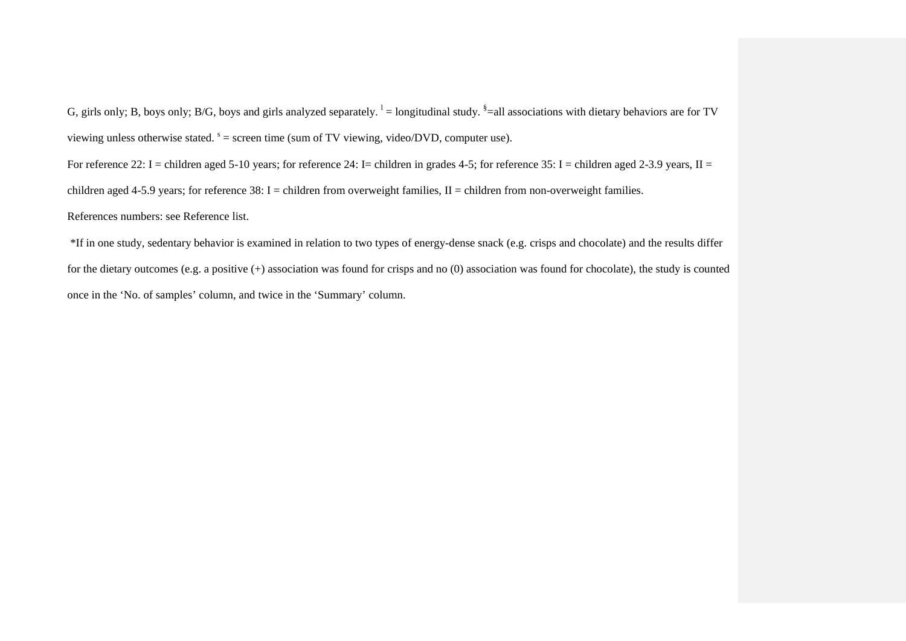G, girls only; B, boys only; B/G, boys and girls analyzed separately. [l] = longitudinal study. [§]=all associations with dietary behaviors are for TV viewing unless otherwise stated. [s] = screen time (sum of TV viewing, video/DVD, computer use).

For reference 22: I = children aged 5-10 years; for reference 24: I= children in grades 4-5; for reference 35: I = children aged 2-3.9 years, II = children aged 4-5.9 years; for reference 38: I = children from overweight families, II = children from non-overweight families.

References numbers: see Reference list.

*If in one study, sedentary behavior is examined in relation to two types of energy-dense snack (e.g. crisps and chocolate) and the results differ for the dietary outcomes (e.g. a positive (+) association was found for crisps and no (0) association was found for chocolate), the study is counted once in the 'No. of samples' column, and twice in the 'Summary' column.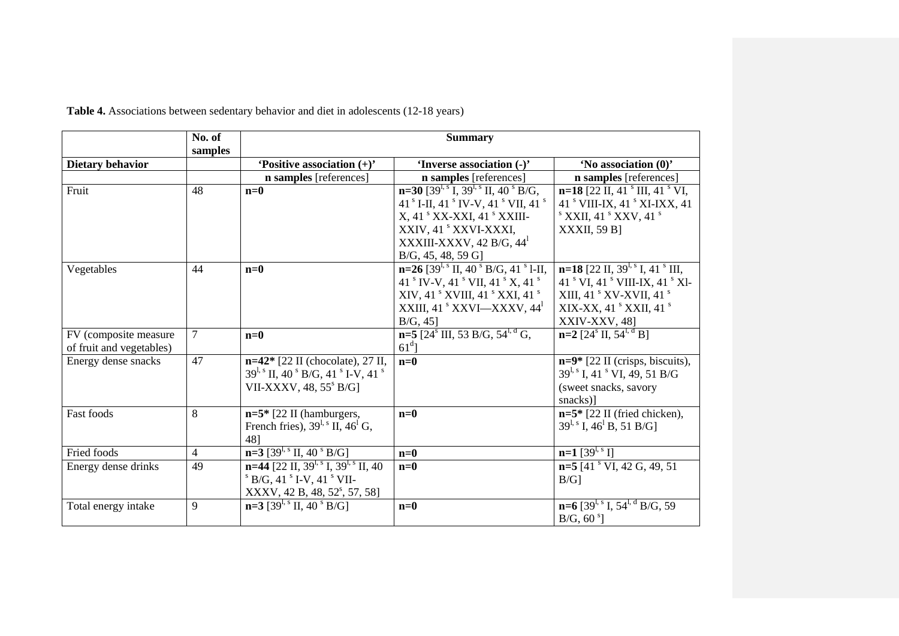**Table 4.** Associations between sedentary behavior and diet in adolescents (12-18 years)

| | No. of samples | Summary | | |
|---|---|---|---|---|
| **Dietary behavior** | | **'Positive association (+)'** | **'Inverse association (-)'** | **'No association (0)'** |
| | | **n samples** [references] | **n samples** [references] | **n samples** [references] |
| Fruit | 48 | **n=0** | **n=30** [39 l, s I, 39 l, s II, 40 s B/G, 41 s I-II, 41 s IV-V, 41 s VII, 41 s X, 41 s XX-XXI, 41 s XXIII-XXIV, 41 s XXVI-XXXI, XXXIII-XXXV, 42 B/G, 44 l B/G, 45, 48, 59 G] | **n=18** [22 II, 41 s III, 41 s VI, 41 s VIII-IX, 41 s XI-IXX, 41 s XXII, 41 s XXV, 41 s XXXII, 59 B] |
| Vegetables | 44 | **n=0** | **n=26** [39 l, s II, 40 s B/G, 41 s l-II, 41 s IV-V, 41 s VII, 41 s X, 41 s XIV, 41 s XVIII, 41 s XXI, 41 s XXIII, 41 s XXVI—XXXV, 44 l B/G, 45] | **n=18** [22 II, 39 l, s I, 41 s III, 41 s VI, 41 s VIII-IX, 41 s Xl-XIII, 41 s XV-XVII, 41 s XIX-XX, 41 s XXII, 41 s XXIV-XXV, 48] |
| FV (composite measure of fruit and vegetables) | 7 | **n=0** | **n=5** [24 s III, 53 B/G, 54 l, d G, 61 d] | **n=2** [24 s II, 54 l, d B] |
| Energy dense snacks | 47 | **n=42*** [22 II (chocolate), 27 II, 39 l, s II, 40 s B/G, 41 s I-V, 41 s VII-XXXV, 48, 55 s B/G] | **n=0** | **n=9*** [22 II (crisps, biscuits), 39 l, s I, 41 s VI, 49, 51 B/G (sweet snacks, savory snacks)] |
| Fast foods | 8 | **n=5*** [22 II (hamburgers, French fries), 39 l, s II, 46 l G, 48] | **n=0** | **n=5*** [22 II (fried chicken), 39 l, s I, 46 l B, 51 B/G] |
| Fried foods | 4 | **n=3** [39 l, s II, 40 s B/G] | **n=0** | **n=1** [39 l, s I] |
| Energy dense drinks | 49 | **n=44** [22 II, 39 l, s I, 39 l, s II, 40 s B/G, 41 s I-V, 41 s VII-XXXV, 42 B, 48, 52 s, 57, 58] | **n=0** | **n=5** [41 s VI, 42 G, 49, 51 B/G] |
| Total energy intake | 9 | **n=3** [39 l, s II, 40 s B/G] | **n=0** | **n=6** [39 l, s I, 54 l, d B/G, 59 B/G, 60 s] |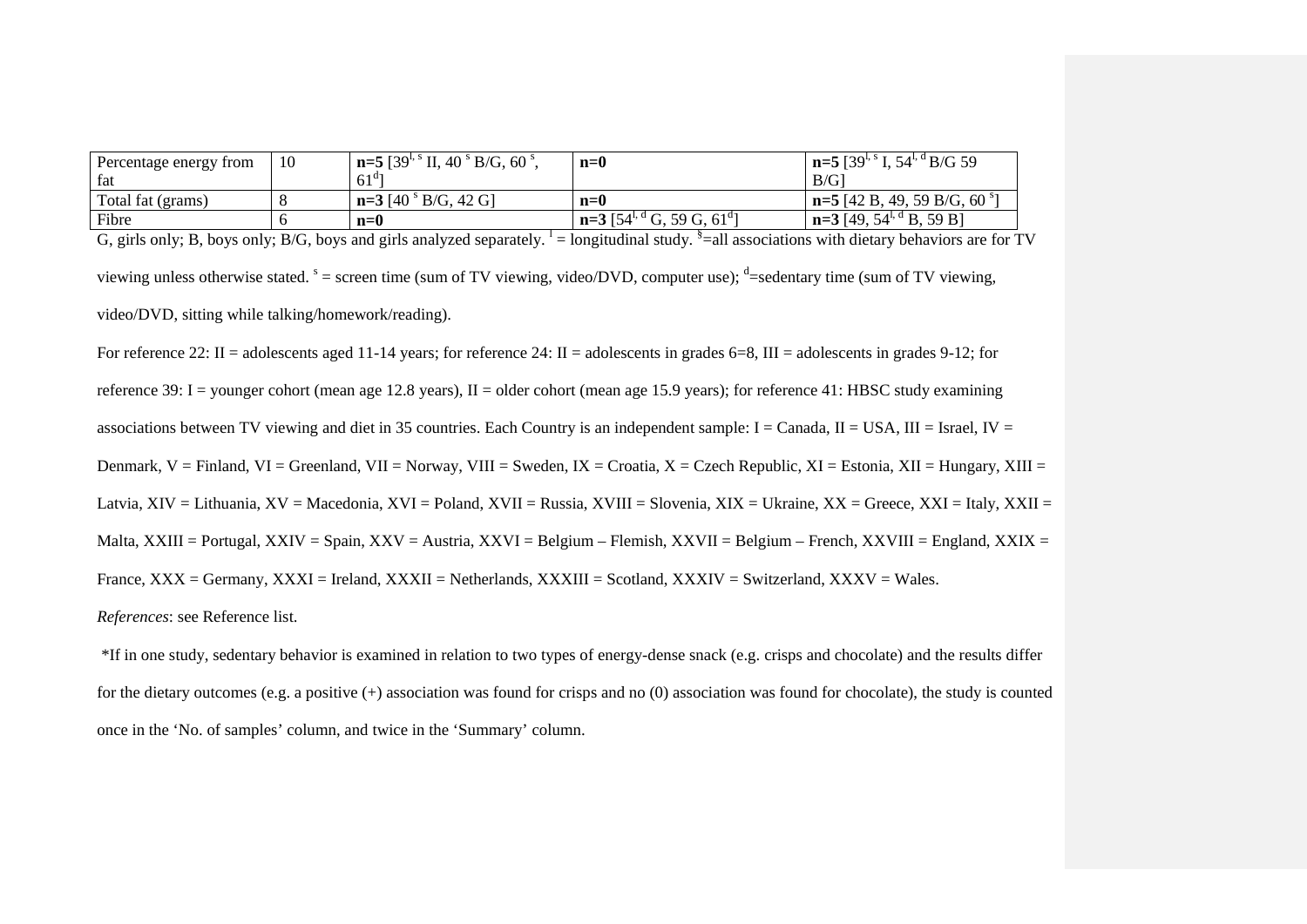| | | | | |
|---|---|---|---|---|
| Percentage energy from fat | 10 | **n=5** [39[l, s] II, 40 [s] B/G, 60 [s], 61[d]] | **n=0** | **n=5** [39[l, s] I, 54[l, d] B/G 59 B/G] |
| Total fat (grams) | 8 | **n=3** [40 [s] B/G, 42 G] | **n=0** | **n=5** [42 B, 49, 59 B/G, 60 [s]] |
| Fibre | 6 | **n=0** | **n=3** [54[l, d] G, 59 G, 61[d]] | **n=3** [49, 54[l, d] B, 59 B] |

G, girls only; B, boys only; B/G, boys and girls analyzed separately. [l] = longitudinal study. [§]=all associations with dietary behaviors are for TV viewing unless otherwise stated. [s] = screen time (sum of TV viewing, video/DVD, computer use); [d]=sedentary time (sum of TV viewing, video/DVD, sitting while talking/homework/reading).

For reference 22: II = adolescents aged 11-14 years; for reference 24: II = adolescents in grades 6=8, III = adolescents in grades 9-12; for reference 39: I = younger cohort (mean age 12.8 years), II = older cohort (mean age 15.9 years); for reference 41: HBSC study examining associations between TV viewing and diet in 35 countries. Each Country is an independent sample: I = Canada, II = USA, III = Israel, IV = Denmark, V = Finland, VI = Greenland, VII = Norway, VIII = Sweden, IX = Croatia, X = Czech Republic, XI = Estonia, XII = Hungary, XIII = Latvia, XIV = Lithuania, XV = Macedonia, XVI = Poland, XVII = Russia, XVIII = Slovenia, XIX = Ukraine, XX = Greece, XXI = Italy, XXII = Malta, XXIII = Portugal, XXIV = Spain, XXV = Austria, XXVI = Belgium – Flemish, XXVII = Belgium – French, XXVIII = England, XXIX = France, XXX = Germany, XXXI = Ireland, XXXII = Netherlands, XXXIII = Scotland, XXXIV = Switzerland, XXXV = Wales.

*References*: see Reference list.

*If in one study, sedentary behavior is examined in relation to two types of energy-dense snack (e.g. crisps and chocolate) and the results differ for the dietary outcomes (e.g. a positive (+) association was found for crisps and no (0) association was found for chocolate), the study is counted once in the 'No. of samples' column, and twice in the 'Summary' column.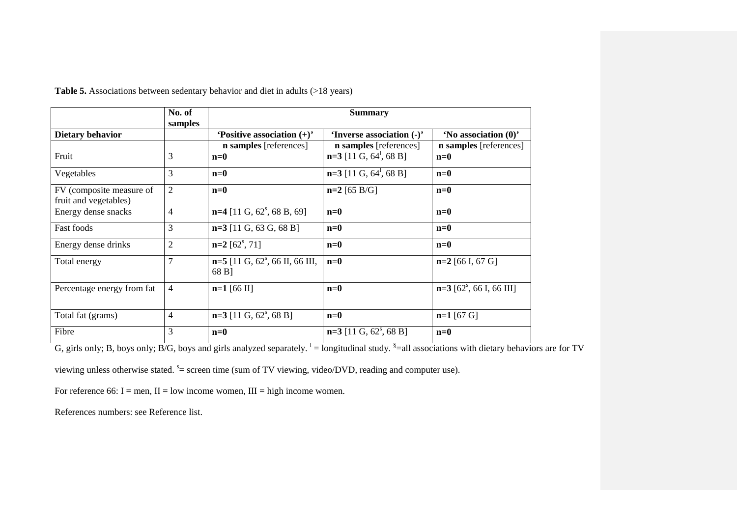**Table 5.** Associations between sedentary behavior and diet in adults (>18 years)

| | No. of samples | Summary | | |
|---|---|---|---|---|
| **Dietary behavior** | | **'Positive association (+)'** | **'Inverse association (-)'** | **'No association (0)'** |
| | | **n samples** [references] | **n samples** [references] | **n samples** [references] |
| Fruit | 3 | **n=0** | **n=3** [11 G, 64[l], 68 B] | **n=0** |
| Vegetables | 3 | **n=0** | **n=3** [11 G, 64[l], 68 B] | **n=0** |
| FV (composite measure of fruit and vegetables) | 2 | **n=0** | **n=2** [65 B/G] | **n=0** |
| Energy dense snacks | 4 | **n=4** [11 G, 62[s], 68 B, 69] | **n=0** | **n=0** |
| Fast foods | 3 | **n=3** [11 G, 63 G, 68 B] | **n=0** | **n=0** |
| Energy dense drinks | 2 | **n=2** [62[s], 71] | **n=0** | **n=0** |
| Total energy | 7 | **n=5** [11 G, 62[s], 66 II, 66 III, 68 B] | **n=0** | **n=2** [66 I, 67 G] |
| Percentage energy from fat | 4 | **n=1** [66 II] | **n=0** | **n=3** [62[s], 66 I, 66 III] |
| Total fat (grams) | 4 | **n=3** [11 G, 62[s], 68 B] | **n=0** | **n=1** [67 G] |
| Fibre | 3 | **n=0** | **n=3** [11 G, 62[s], 68 B] | **n=0** |

G, girls only; B, boys only; B/G, boys and girls analyzed separately. [l] = longitudinal study. [§]=all associations with dietary behaviors are for TV viewing unless otherwise stated. [s]= screen time (sum of TV viewing, video/DVD, reading and computer use).

For reference 66: I = men, II = low income women, III = high income women.

References numbers: see Reference list.